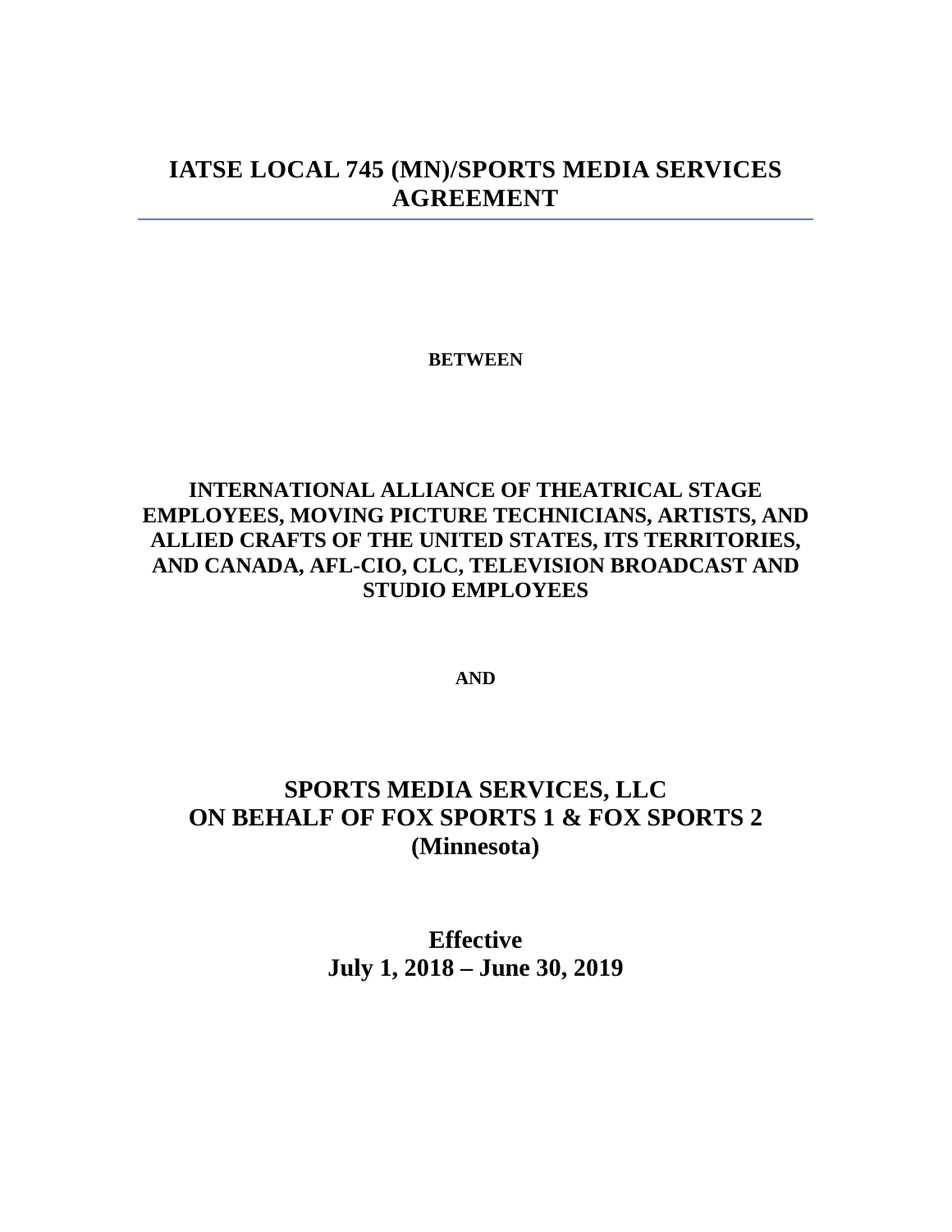# IATSE LOCAL 745 (MN)/SPORTS MEDIA SERVICES AGREEMENT

**BETWEEN**

**INTERNATIONAL ALLIANCE OF THEATRICAL STAGE EMPLOYEES, MOVING PICTURE TECHNICIANS, ARTISTS, AND ALLIED CRAFTS OF THE UNITED STATES, ITS TERRITORIES, AND CANADA, AFL-CIO, CLC, TELEVISION BROADCAST AND STUDIO EMPLOYEES**

**AND**

## SPORTS MEDIA SERVICES, LLC
## ON BEHALF OF FOX SPORTS 1 & FOX SPORTS 2
## (Minnesota)

## Effective
## July 1, 2018 – June 30, 2019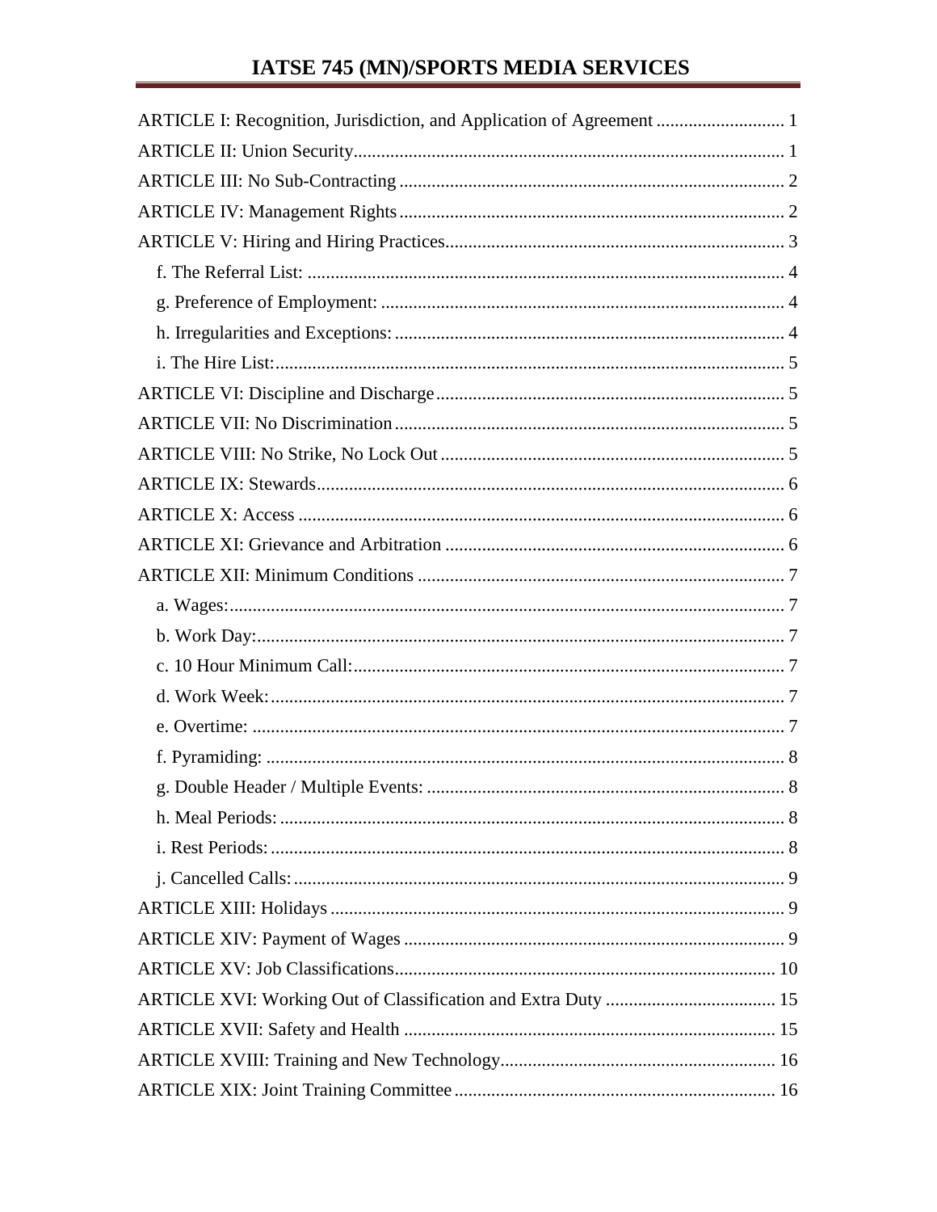# IATSE 745 (MN)/SPORTS MEDIA SERVICES

ARTICLE I: Recognition, Jurisdiction, and Application of Agreement ............................ 1
ARTICLE II: Union Security............................................................................................. 1
ARTICLE III: No Sub-Contracting ................................................................................... 2
ARTICLE IV: Management Rights ................................................................................... 2
ARTICLE V: Hiring and Hiring Practices......................................................................... 3
- f. The Referral List: ....................................................................................................... 4
- g. Preference of Employment: ....................................................................................... 4
- h. Irregularities and Exceptions: .................................................................................... 4
- i. The Hire List:.............................................................................................................. 5

ARTICLE VI: Discipline and Discharge ........................................................................... 5
ARTICLE VII: No Discrimination .................................................................................... 5
ARTICLE VIII: No Strike, No Lock Out .......................................................................... 5
ARTICLE IX: Stewards..................................................................................................... 6
ARTICLE X: Access ......................................................................................................... 6
ARTICLE XI: Grievance and Arbitration ......................................................................... 6
ARTICLE XII: Minimum Conditions ............................................................................... 7
- a. Wages:........................................................................................................................ 7
- b. Work Day:.................................................................................................................. 7
- c. 10 Hour Minimum Call:............................................................................................. 7
- d. Work Week:................................................................................................................ 7
- e. Overtime: ................................................................................................................... 7
- f. Pyramiding: ................................................................................................................ 8
- g. Double Header / Multiple Events: ............................................................................. 8
- h. Meal Periods: ............................................................................................................. 8
- i. Rest Periods: ............................................................................................................... 8
- j. Cancelled Calls: .......................................................................................................... 9

ARTICLE XIII: Holidays .................................................................................................. 9
ARTICLE XIV: Payment of Wages .................................................................................. 9
ARTICLE XV: Job Classifications.................................................................................. 10
ARTICLE XVI: Working Out of Classification and Extra Duty ..................................... 15
ARTICLE XVII: Safety and Health ................................................................................ 15
ARTICLE XVIII: Training and New Technology........................................................... 16
ARTICLE XIX: Joint Training Committee ..................................................................... 16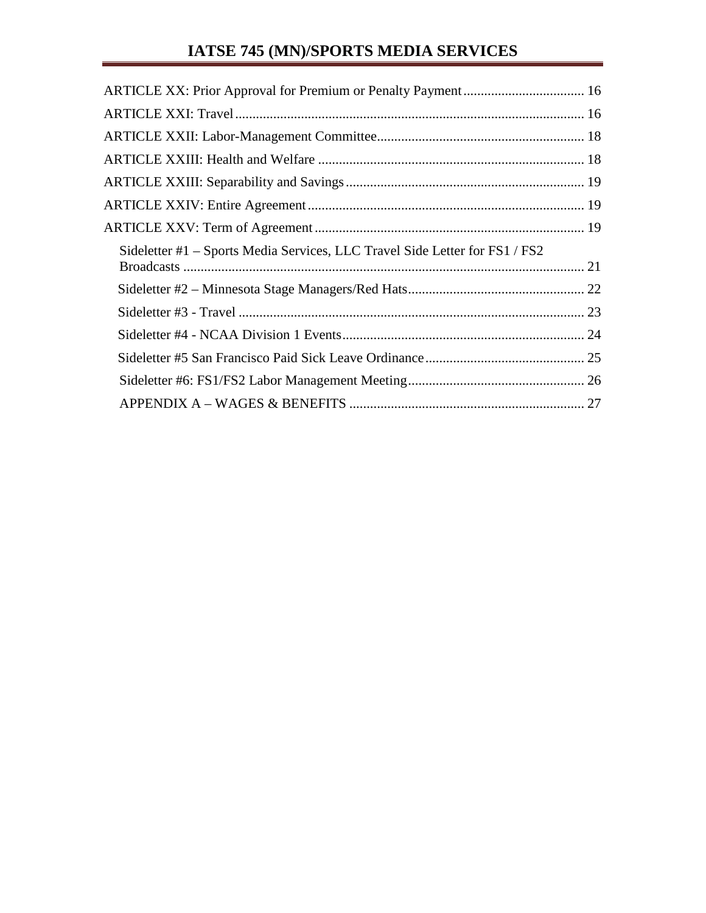ARTICLE XX: Prior Approval for Premium or Penalty Payment ................................... 16

ARTICLE XXI: Travel ..................................................................................................... 16

ARTICLE XXII: Labor-Management Committee ............................................................ 18

ARTICLE XXIII: Health and Welfare ............................................................................. 18

ARTICLE XXIII: Separability and Savings ..................................................................... 19

ARTICLE XXIV: Entire Agreement ................................................................................ 19

ARTICLE XXV: Term of Agreement .............................................................................. 19

Sideletter #1 – Sports Media Services, LLC Travel Side Letter for FS1 / FS2 Broadcasts ..................................................................................................................... 21

Sideletter #2 – Minnesota Stage Managers/Red Hats .................................................... 22

Sideletter #3 - Travel ..................................................................................................... 23

Sideletter #4 - NCAA Division 1 Events ....................................................................... 24

Sideletter #5 San Francisco Paid Sick Leave Ordinance ............................................... 25

Sideletter #6: FS1/FS2 Labor Management Meeting .................................................... 26

APPENDIX A – WAGES & BENEFITS ........................................................................ 27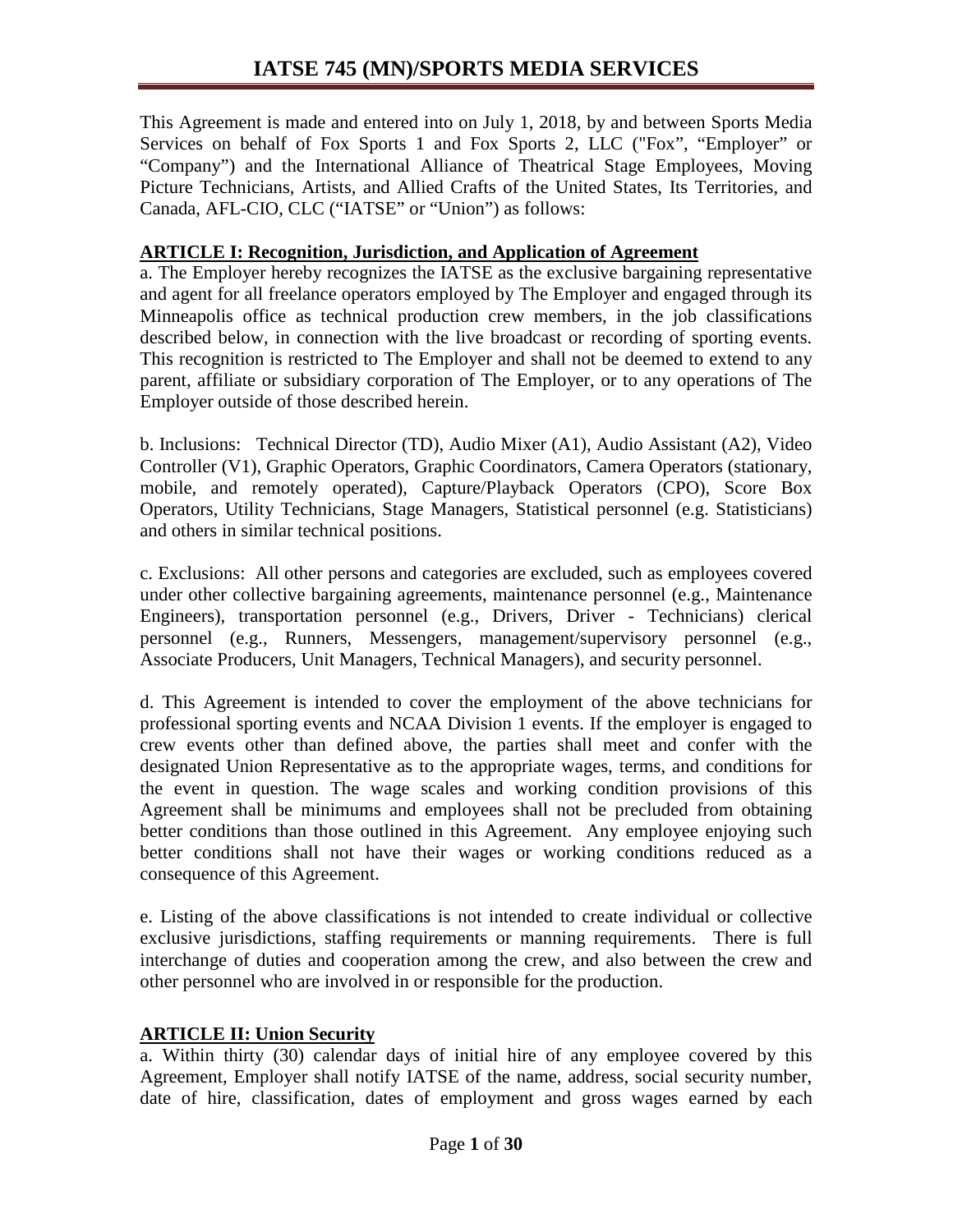# IATSE 745 (MN)/SPORTS MEDIA SERVICES

This Agreement is made and entered into on July 1, 2018, by and between Sports Media Services on behalf of Fox Sports 1 and Fox Sports 2, LLC ("Fox", "Employer" or "Company") and the International Alliance of Theatrical Stage Employees, Moving Picture Technicians, Artists, and Allied Crafts of the United States, Its Territories, and Canada, AFL-CIO, CLC ("IATSE" or "Union") as follows:

## ARTICLE I: Recognition, Jurisdiction, and Application of Agreement

a. The Employer hereby recognizes the IATSE as the exclusive bargaining representative and agent for all freelance operators employed by The Employer and engaged through its Minneapolis office as technical production crew members, in the job classifications described below, in connection with the live broadcast or recording of sporting events. This recognition is restricted to The Employer and shall not be deemed to extend to any parent, affiliate or subsidiary corporation of The Employer, or to any operations of The Employer outside of those described herein.

b. Inclusions: Technical Director (TD), Audio Mixer (A1), Audio Assistant (A2), Video Controller (V1), Graphic Operators, Graphic Coordinators, Camera Operators (stationary, mobile, and remotely operated), Capture/Playback Operators (CPO), Score Box Operators, Utility Technicians, Stage Managers, Statistical personnel (e.g. Statisticians) and others in similar technical positions.

c. Exclusions: All other persons and categories are excluded, such as employees covered under other collective bargaining agreements, maintenance personnel (e.g., Maintenance Engineers), transportation personnel (e.g., Drivers, Driver - Technicians) clerical personnel (e.g., Runners, Messengers, management/supervisory personnel (e.g., Associate Producers, Unit Managers, Technical Managers), and security personnel.

d. This Agreement is intended to cover the employment of the above technicians for professional sporting events and NCAA Division 1 events. If the employer is engaged to crew events other than defined above, the parties shall meet and confer with the designated Union Representative as to the appropriate wages, terms, and conditions for the event in question. The wage scales and working condition provisions of this Agreement shall be minimums and employees shall not be precluded from obtaining better conditions than those outlined in this Agreement. Any employee enjoying such better conditions shall not have their wages or working conditions reduced as a consequence of this Agreement.

e. Listing of the above classifications is not intended to create individual or collective exclusive jurisdictions, staffing requirements or manning requirements. There is full interchange of duties and cooperation among the crew, and also between the crew and other personnel who are involved in or responsible for the production.

## ARTICLE II: Union Security

a. Within thirty (30) calendar days of initial hire of any employee covered by this Agreement, Employer shall notify IATSE of the name, address, social security number, date of hire, classification, dates of employment and gross wages earned by each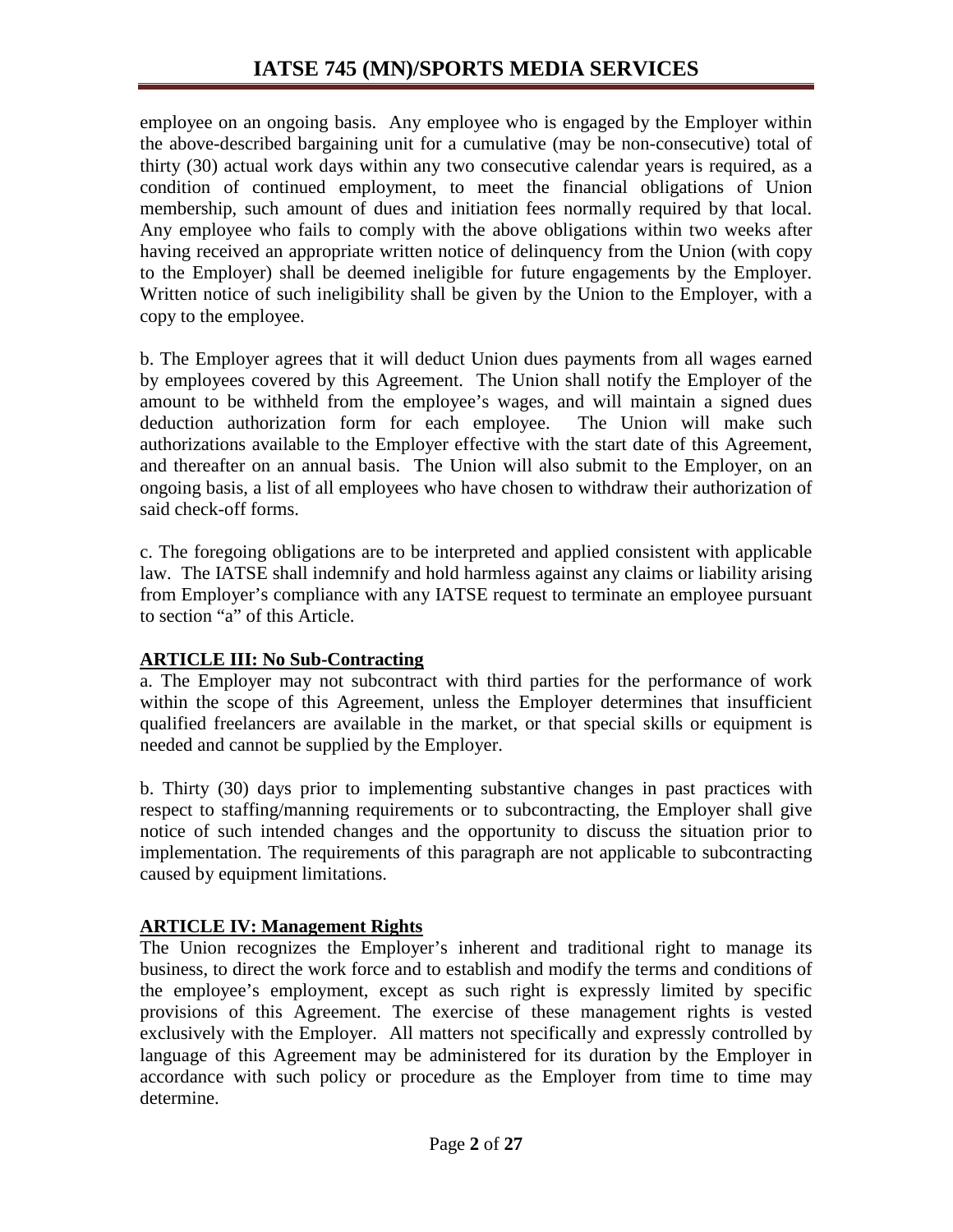employee on an ongoing basis. Any employee who is engaged by the Employer within the above-described bargaining unit for a cumulative (may be non-consecutive) total of thirty (30) actual work days within any two consecutive calendar years is required, as a condition of continued employment, to meet the financial obligations of Union membership, such amount of dues and initiation fees normally required by that local. Any employee who fails to comply with the above obligations within two weeks after having received an appropriate written notice of delinquency from the Union (with copy to the Employer) shall be deemed ineligible for future engagements by the Employer. Written notice of such ineligibility shall be given by the Union to the Employer, with a copy to the employee.

b. The Employer agrees that it will deduct Union dues payments from all wages earned by employees covered by this Agreement. The Union shall notify the Employer of the amount to be withheld from the employee's wages, and will maintain a signed dues deduction authorization form for each employee. The Union will make such authorizations available to the Employer effective with the start date of this Agreement, and thereafter on an annual basis. The Union will also submit to the Employer, on an ongoing basis, a list of all employees who have chosen to withdraw their authorization of said check-off forms.

c. The foregoing obligations are to be interpreted and applied consistent with applicable law. The IATSE shall indemnify and hold harmless against any claims or liability arising from Employer's compliance with any IATSE request to terminate an employee pursuant to section "a" of this Article.

## ARTICLE III: No Sub-Contracting

a. The Employer may not subcontract with third parties for the performance of work within the scope of this Agreement, unless the Employer determines that insufficient qualified freelancers are available in the market, or that special skills or equipment is needed and cannot be supplied by the Employer.

b. Thirty (30) days prior to implementing substantive changes in past practices with respect to staffing/manning requirements or to subcontracting, the Employer shall give notice of such intended changes and the opportunity to discuss the situation prior to implementation. The requirements of this paragraph are not applicable to subcontracting caused by equipment limitations.

## ARTICLE IV: Management Rights

The Union recognizes the Employer's inherent and traditional right to manage its business, to direct the work force and to establish and modify the terms and conditions of the employee's employment, except as such right is expressly limited by specific provisions of this Agreement. The exercise of these management rights is vested exclusively with the Employer. All matters not specifically and expressly controlled by language of this Agreement may be administered for its duration by the Employer in accordance with such policy or procedure as the Employer from time to time may determine.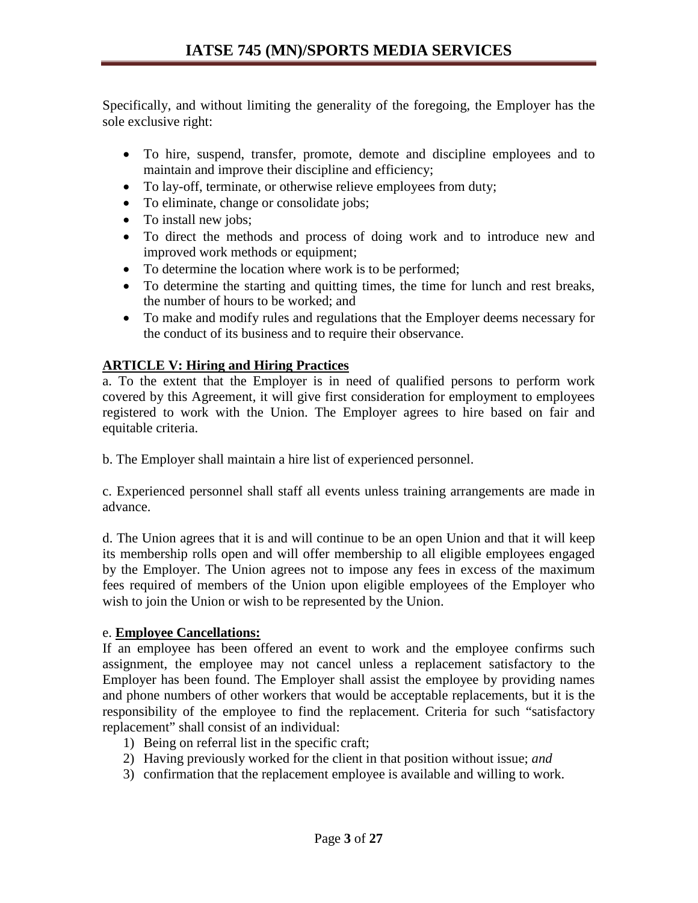Specifically, and without limiting the generality of the foregoing, the Employer has the sole exclusive right:

- To hire, suspend, transfer, promote, demote and discipline employees and to maintain and improve their discipline and efficiency;
- To lay-off, terminate, or otherwise relieve employees from duty;
- To eliminate, change or consolidate jobs;
- To install new jobs;
- To direct the methods and process of doing work and to introduce new and improved work methods or equipment;
- To determine the location where work is to be performed;
- To determine the starting and quitting times, the time for lunch and rest breaks, the number of hours to be worked; and
- To make and modify rules and regulations that the Employer deems necessary for the conduct of its business and to require their observance.

## ARTICLE V: Hiring and Hiring Practices

a. To the extent that the Employer is in need of qualified persons to perform work covered by this Agreement, it will give first consideration for employment to employees registered to work with the Union. The Employer agrees to hire based on fair and equitable criteria.

b. The Employer shall maintain a hire list of experienced personnel.

c. Experienced personnel shall staff all events unless training arrangements are made in advance.

d. The Union agrees that it is and will continue to be an open Union and that it will keep its membership rolls open and will offer membership to all eligible employees engaged by the Employer. The Union agrees not to impose any fees in excess of the maximum fees required of members of the Union upon eligible employees of the Employer who wish to join the Union or wish to be represented by the Union.

e. **Employee Cancellations:**
If an employee has been offered an event to work and the employee confirms such assignment, the employee may not cancel unless a replacement satisfactory to the Employer has been found. The Employer shall assist the employee by providing names and phone numbers of other workers that would be acceptable replacements, but it is the responsibility of the employee to find the replacement. Criteria for such "satisfactory replacement" shall consist of an individual:

1) Being on referral list in the specific craft;
2) Having previously worked for the client in that position without issue; *and*
3) confirmation that the replacement employee is available and willing to work.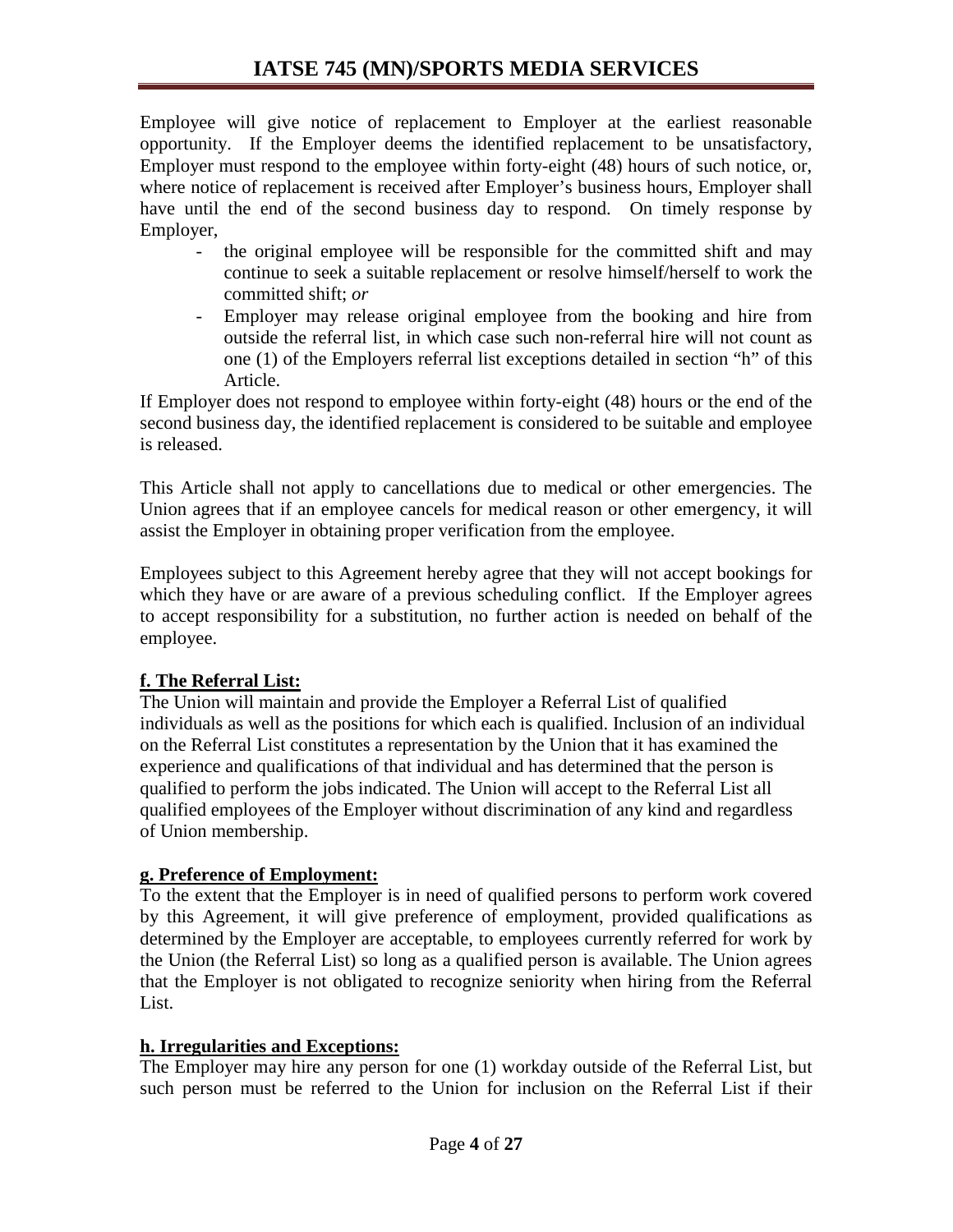Employee will give notice of replacement to Employer at the earliest reasonable opportunity. If the Employer deems the identified replacement to be unsatisfactory, Employer must respond to the employee within forty-eight (48) hours of such notice, or, where notice of replacement is received after Employer's business hours, Employer shall have until the end of the second business day to respond. On timely response by Employer,

- the original employee will be responsible for the committed shift and may continue to seek a suitable replacement or resolve himself/herself to work the committed shift; *or*
- Employer may release original employee from the booking and hire from outside the referral list, in which case such non-referral hire will not count as one (1) of the Employers referral list exceptions detailed in section "h" of this Article.

If Employer does not respond to employee within forty-eight (48) hours or the end of the second business day, the identified replacement is considered to be suitable and employee is released.

This Article shall not apply to cancellations due to medical or other emergencies. The Union agrees that if an employee cancels for medical reason or other emergency, it will assist the Employer in obtaining proper verification from the employee.

Employees subject to this Agreement hereby agree that they will not accept bookings for which they have or are aware of a previous scheduling conflict. If the Employer agrees to accept responsibility for a substitution, no further action is needed on behalf of the employee.

**f. The Referral List:**

The Union will maintain and provide the Employer a Referral List of qualified individuals as well as the positions for which each is qualified. Inclusion of an individual on the Referral List constitutes a representation by the Union that it has examined the experience and qualifications of that individual and has determined that the person is qualified to perform the jobs indicated. The Union will accept to the Referral List all qualified employees of the Employer without discrimination of any kind and regardless of Union membership.

**g. Preference of Employment:**

To the extent that the Employer is in need of qualified persons to perform work covered by this Agreement, it will give preference of employment, provided qualifications as determined by the Employer are acceptable, to employees currently referred for work by the Union (the Referral List) so long as a qualified person is available. The Union agrees that the Employer is not obligated to recognize seniority when hiring from the Referral List.

**h. Irregularities and Exceptions:**

The Employer may hire any person for one (1) workday outside of the Referral List, but such person must be referred to the Union for inclusion on the Referral List if their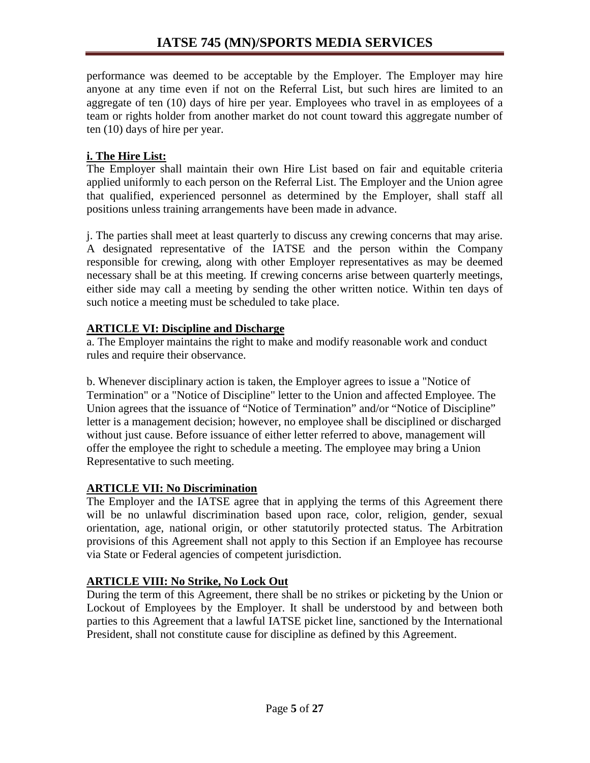performance was deemed to be acceptable by the Employer. The Employer may hire anyone at any time even if not on the Referral List, but such hires are limited to an aggregate of ten (10) days of hire per year. Employees who travel in as employees of a team or rights holder from another market do not count toward this aggregate number of ten (10) days of hire per year.

**i. The Hire List:**

The Employer shall maintain their own Hire List based on fair and equitable criteria applied uniformly to each person on the Referral List. The Employer and the Union agree that qualified, experienced personnel as determined by the Employer, shall staff all positions unless training arrangements have been made in advance.

j. The parties shall meet at least quarterly to discuss any crewing concerns that may arise. A designated representative of the IATSE and the person within the Company responsible for crewing, along with other Employer representatives as may be deemed necessary shall be at this meeting. If crewing concerns arise between quarterly meetings, either side may call a meeting by sending the other written notice. Within ten days of such notice a meeting must be scheduled to take place.

## ARTICLE VI: Discipline and Discharge

a. The Employer maintains the right to make and modify reasonable work and conduct rules and require their observance.

b. Whenever disciplinary action is taken, the Employer agrees to issue a "Notice of Termination" or a "Notice of Discipline" letter to the Union and affected Employee. The Union agrees that the issuance of "Notice of Termination" and/or "Notice of Discipline" letter is a management decision; however, no employee shall be disciplined or discharged without just cause. Before issuance of either letter referred to above, management will offer the employee the right to schedule a meeting. The employee may bring a Union Representative to such meeting.

## ARTICLE VII: No Discrimination

The Employer and the IATSE agree that in applying the terms of this Agreement there will be no unlawful discrimination based upon race, color, religion, gender, sexual orientation, age, national origin, or other statutorily protected status. The Arbitration provisions of this Agreement shall not apply to this Section if an Employee has recourse via State or Federal agencies of competent jurisdiction.

## ARTICLE VIII: No Strike, No Lock Out

During the term of this Agreement, there shall be no strikes or picketing by the Union or Lockout of Employees by the Employer. It shall be understood by and between both parties to this Agreement that a lawful IATSE picket line, sanctioned by the International President, shall not constitute cause for discipline as defined by this Agreement.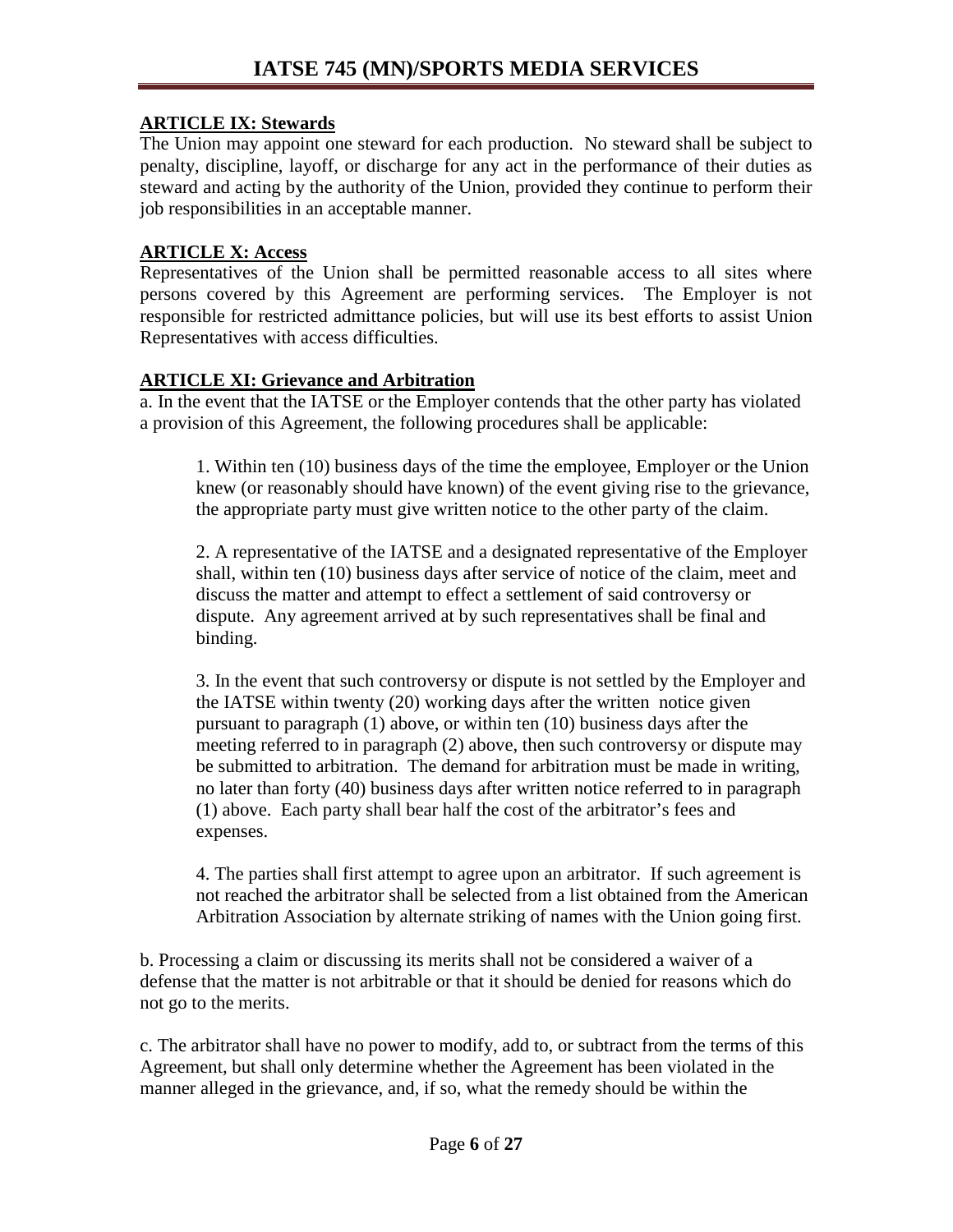## ARTICLE IX: Stewards

The Union may appoint one steward for each production. No steward shall be subject to penalty, discipline, layoff, or discharge for any act in the performance of their duties as steward and acting by the authority of the Union, provided they continue to perform their job responsibilities in an acceptable manner.

## ARTICLE X: Access

Representatives of the Union shall be permitted reasonable access to all sites where persons covered by this Agreement are performing services. The Employer is not responsible for restricted admittance policies, but will use its best efforts to assist Union Representatives with access difficulties.

## ARTICLE XI: Grievance and Arbitration

a. In the event that the IATSE or the Employer contends that the other party has violated a provision of this Agreement, the following procedures shall be applicable:

1. Within ten (10) business days of the time the employee, Employer or the Union knew (or reasonably should have known) of the event giving rise to the grievance, the appropriate party must give written notice to the other party of the claim.

2. A representative of the IATSE and a designated representative of the Employer shall, within ten (10) business days after service of notice of the claim, meet and discuss the matter and attempt to effect a settlement of said controversy or dispute. Any agreement arrived at by such representatives shall be final and binding.

3. In the event that such controversy or dispute is not settled by the Employer and the IATSE within twenty (20) working days after the written notice given pursuant to paragraph (1) above, or within ten (10) business days after the meeting referred to in paragraph (2) above, then such controversy or dispute may be submitted to arbitration. The demand for arbitration must be made in writing, no later than forty (40) business days after written notice referred to in paragraph (1) above. Each party shall bear half the cost of the arbitrator's fees and expenses.

4. The parties shall first attempt to agree upon an arbitrator. If such agreement is not reached the arbitrator shall be selected from a list obtained from the American Arbitration Association by alternate striking of names with the Union going first.

b. Processing a claim or discussing its merits shall not be considered a waiver of a defense that the matter is not arbitrable or that it should be denied for reasons which do not go to the merits.

c. The arbitrator shall have no power to modify, add to, or subtract from the terms of this Agreement, but shall only determine whether the Agreement has been violated in the manner alleged in the grievance, and, if so, what the remedy should be within the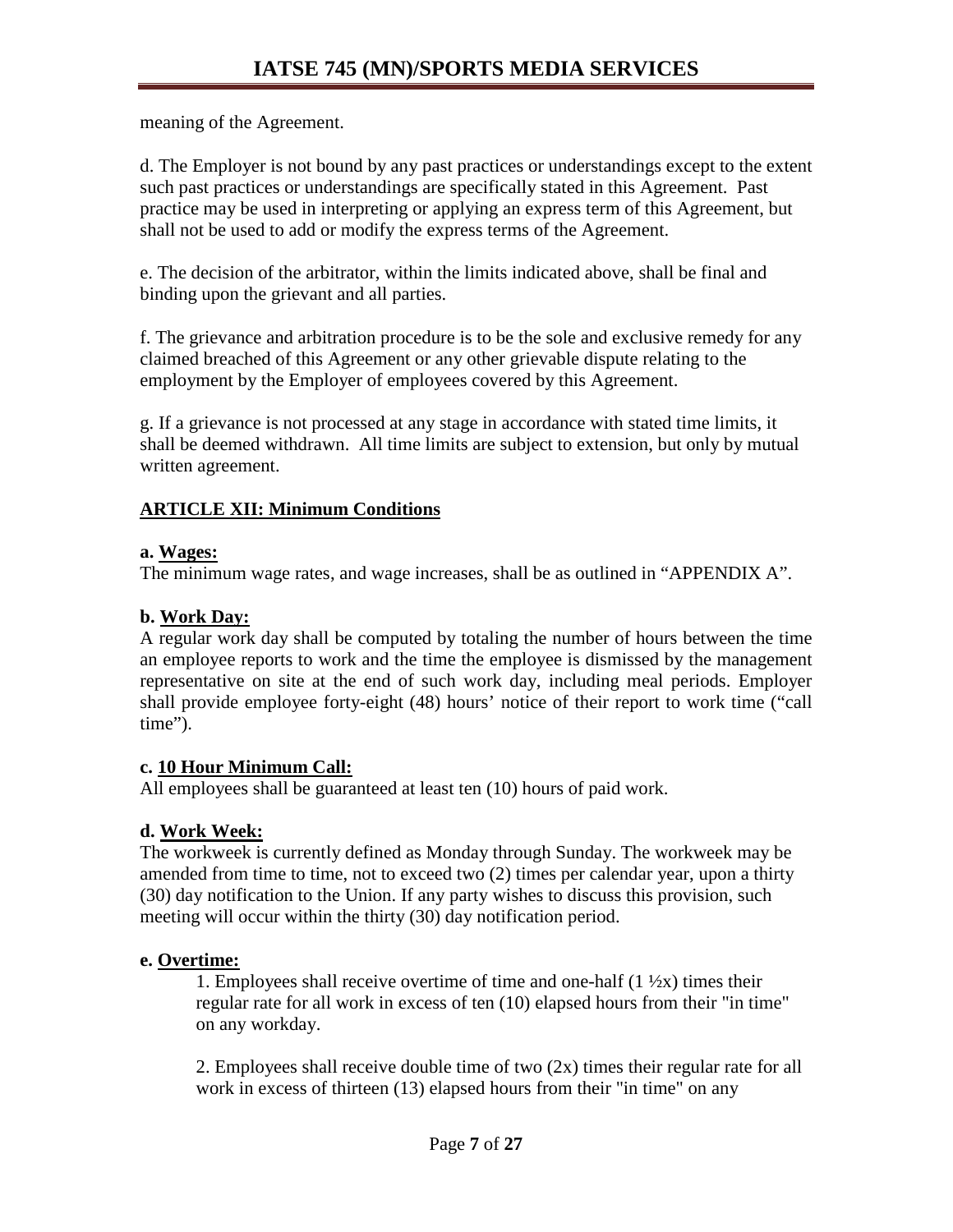meaning of the Agreement.

d. The Employer is not bound by any past practices or understandings except to the extent such past practices or understandings are specifically stated in this Agreement. Past practice may be used in interpreting or applying an express term of this Agreement, but shall not be used to add or modify the express terms of the Agreement.

e. The decision of the arbitrator, within the limits indicated above, shall be final and binding upon the grievant and all parties.

f. The grievance and arbitration procedure is to be the sole and exclusive remedy for any claimed breached of this Agreement or any other grievable dispute relating to the employment by the Employer of employees covered by this Agreement.

g. If a grievance is not processed at any stage in accordance with stated time limits, it shall be deemed withdrawn. All time limits are subject to extension, but only by mutual written agreement.

## ARTICLE XII: Minimum Conditions

**a. Wages:**
The minimum wage rates, and wage increases, shall be as outlined in "APPENDIX A".

**b. Work Day:**
A regular work day shall be computed by totaling the number of hours between the time an employee reports to work and the time the employee is dismissed by the management representative on site at the end of such work day, including meal periods. Employer shall provide employee forty-eight (48) hours' notice of their report to work time ("call time").

**c. 10 Hour Minimum Call:**
All employees shall be guaranteed at least ten (10) hours of paid work.

**d. Work Week:**
The workweek is currently defined as Monday through Sunday. The workweek may be amended from time to time, not to exceed two (2) times per calendar year, upon a thirty (30) day notification to the Union. If any party wishes to discuss this provision, such meeting will occur within the thirty (30) day notification period.

**e. Overtime:**

1. Employees shall receive overtime of time and one-half (1 ½x) times their regular rate for all work in excess of ten (10) elapsed hours from their "in time" on any workday.

2. Employees shall receive double time of two (2x) times their regular rate for all work in excess of thirteen (13) elapsed hours from their "in time" on any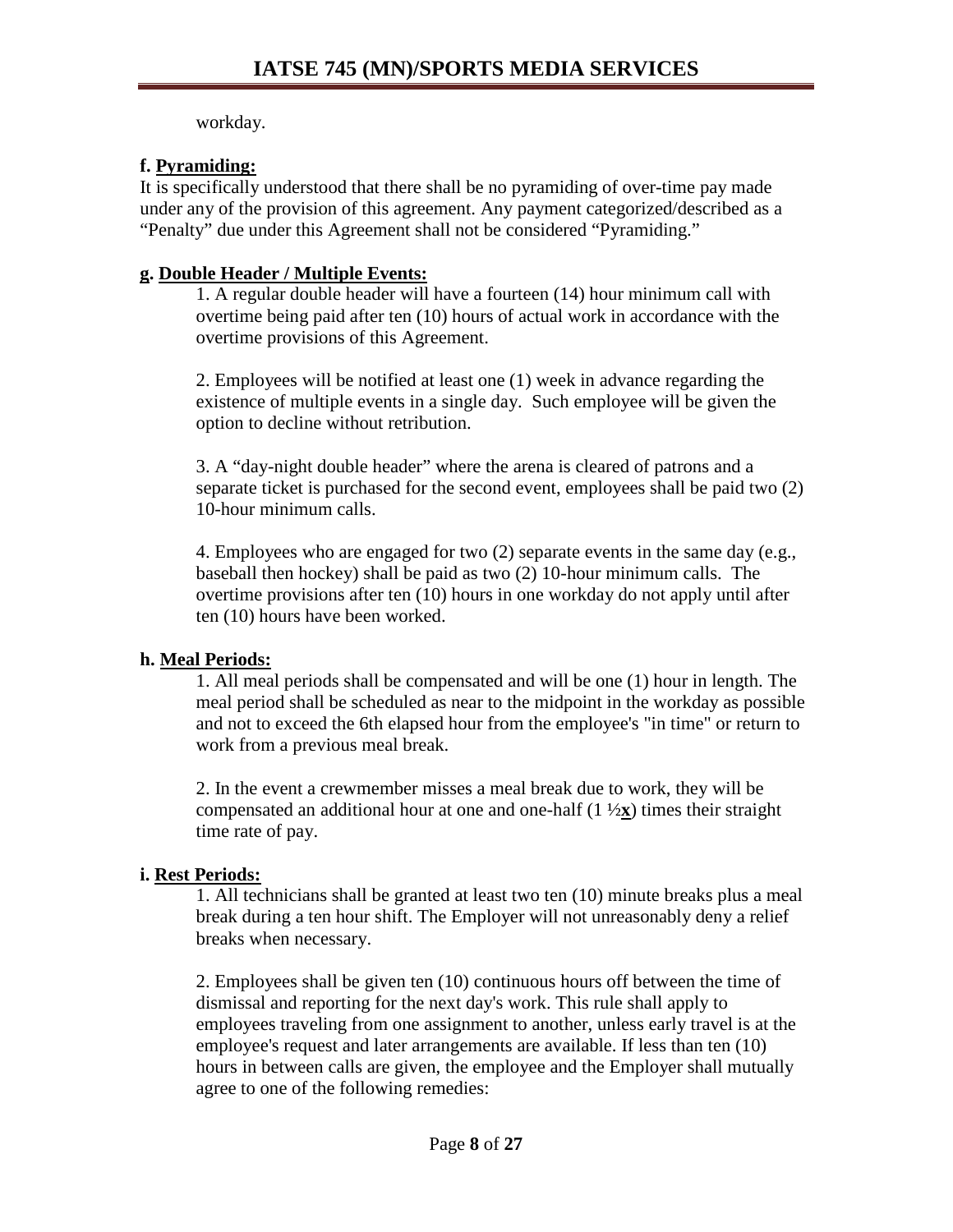workday.

**f. <u>Pyramiding:</u>**

It is specifically understood that there shall be no pyramiding of over-time pay made under any of the provision of this agreement. Any payment categorized/described as a "Penalty" due under this Agreement shall not be considered "Pyramiding."

**<u>g. Double Header / Multiple Events:</u>**

1. A regular double header will have a fourteen (14) hour minimum call with overtime being paid after ten (10) hours of actual work in accordance with the overtime provisions of this Agreement.

2. Employees will be notified at least one (1) week in advance regarding the existence of multiple events in a single day. Such employee will be given the option to decline without retribution.

3. A "day-night double header" where the arena is cleared of patrons and a separate ticket is purchased for the second event, employees shall be paid two (2) 10-hour minimum calls.

4. Employees who are engaged for two (2) separate events in the same day (e.g., baseball then hockey) shall be paid as two (2) 10-hour minimum calls. The overtime provisions after ten (10) hours in one workday do not apply until after ten (10) hours have been worked.

**h. <u>Meal Periods:</u>**

1. All meal periods shall be compensated and will be one (1) hour in length. The meal period shall be scheduled as near to the midpoint in the workday as possible and not to exceed the 6th elapsed hour from the employee's "in time" or return to work from a previous meal break.

2. In the event a crewmember misses a meal break due to work, they will be compensated an additional hour at one and one-half (1 ½**<u>x</u>**) times their straight time rate of pay.

**i. <u>Rest Periods:</u>**

1. All technicians shall be granted at least two ten (10) minute breaks plus a meal break during a ten hour shift. The Employer will not unreasonably deny a relief breaks when necessary.

2. Employees shall be given ten (10) continuous hours off between the time of dismissal and reporting for the next day's work. This rule shall apply to employees traveling from one assignment to another, unless early travel is at the employee's request and later arrangements are available. If less than ten (10) hours in between calls are given, the employee and the Employer shall mutually agree to one of the following remedies: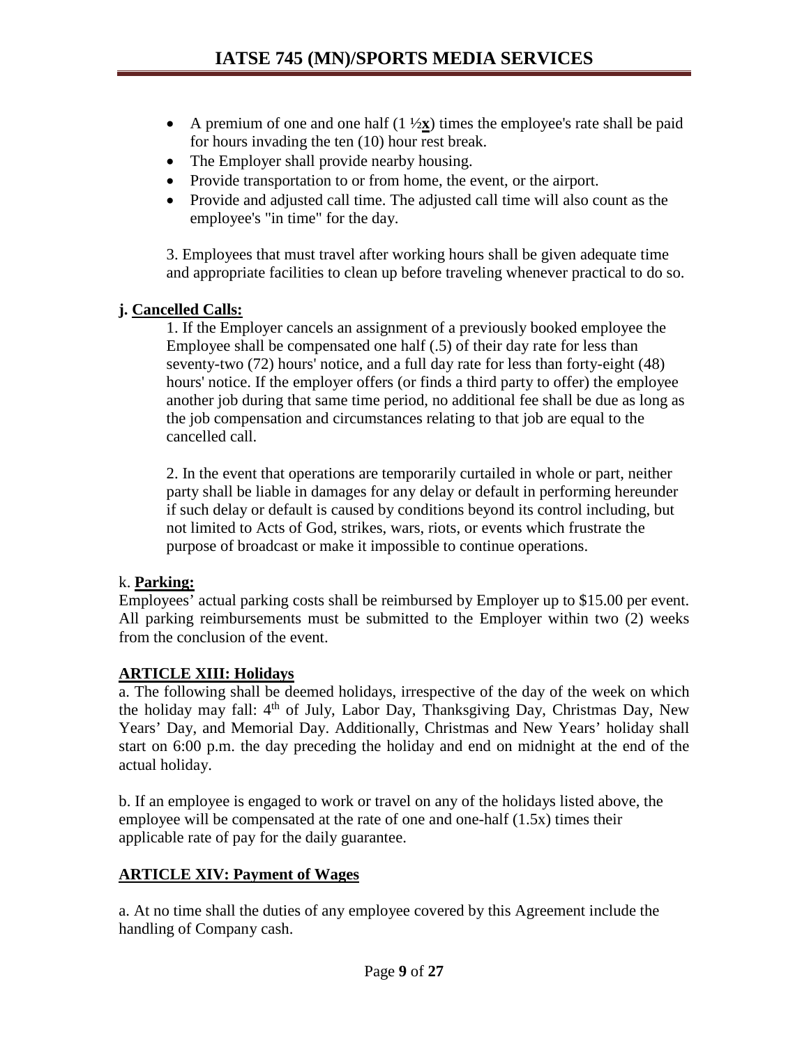- A premium of one and one half (1 ½**x**) times the employee's rate shall be paid for hours invading the ten (10) hour rest break.
- The Employer shall provide nearby housing.
- Provide transportation to or from home, the event, or the airport.
- Provide and adjusted call time. The adjusted call time will also count as the employee's "in time" for the day.

3. Employees that must travel after working hours shall be given adequate time and appropriate facilities to clean up before traveling whenever practical to do so.

**j. Cancelled Calls:**

1. If the Employer cancels an assignment of a previously booked employee the Employee shall be compensated one half (.5) of their day rate for less than seventy-two (72) hours' notice, and a full day rate for less than forty-eight (48) hours' notice. If the employer offers (or finds a third party to offer) the employee another job during that same time period, no additional fee shall be due as long as the job compensation and circumstances relating to that job are equal to the cancelled call.

2. In the event that operations are temporarily curtailed in whole or part, neither party shall be liable in damages for any delay or default in performing hereunder if such delay or default is caused by conditions beyond its control including, but not limited to Acts of God, strikes, wars, riots, or events which frustrate the purpose of broadcast or make it impossible to continue operations.

k. **Parking:**

Employees' actual parking costs shall be reimbursed by Employer up to $15.00 per event. All parking reimbursements must be submitted to the Employer within two (2) weeks from the conclusion of the event.

## ARTICLE XIII: Holidays

a. The following shall be deemed holidays, irrespective of the day of the week on which the holiday may fall: 4th of July, Labor Day, Thanksgiving Day, Christmas Day, New Years' Day, and Memorial Day. Additionally, Christmas and New Years' holiday shall start on 6:00 p.m. the day preceding the holiday and end on midnight at the end of the actual holiday.

b. If an employee is engaged to work or travel on any of the holidays listed above, the employee will be compensated at the rate of one and one-half (1.5x) times their applicable rate of pay for the daily guarantee.

## ARTICLE XIV: Payment of Wages

a. At no time shall the duties of any employee covered by this Agreement include the handling of Company cash.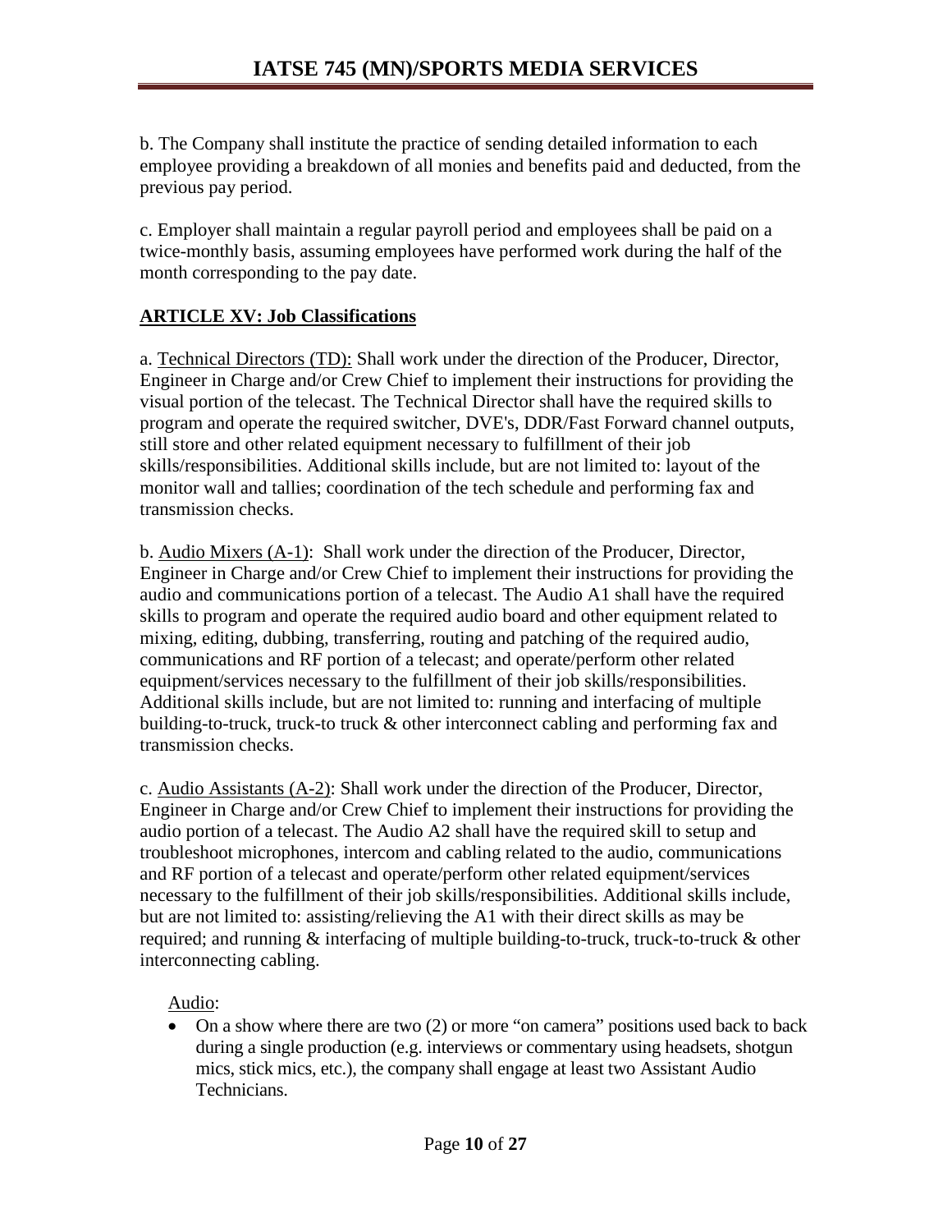b. The Company shall institute the practice of sending detailed information to each employee providing a breakdown of all monies and benefits paid and deducted, from the previous pay period.

c. Employer shall maintain a regular payroll period and employees shall be paid on a twice-monthly basis, assuming employees have performed work during the half of the month corresponding to the pay date.

## ARTICLE XV: Job Classifications

a. Technical Directors (TD): Shall work under the direction of the Producer, Director, Engineer in Charge and/or Crew Chief to implement their instructions for providing the visual portion of the telecast. The Technical Director shall have the required skills to program and operate the required switcher, DVE's, DDR/Fast Forward channel outputs, still store and other related equipment necessary to fulfillment of their job skills/responsibilities. Additional skills include, but are not limited to: layout of the monitor wall and tallies; coordination of the tech schedule and performing fax and transmission checks.

b. Audio Mixers (A-1): Shall work under the direction of the Producer, Director, Engineer in Charge and/or Crew Chief to implement their instructions for providing the audio and communications portion of a telecast. The Audio A1 shall have the required skills to program and operate the required audio board and other equipment related to mixing, editing, dubbing, transferring, routing and patching of the required audio, communications and RF portion of a telecast; and operate/perform other related equipment/services necessary to the fulfillment of their job skills/responsibilities. Additional skills include, but are not limited to: running and interfacing of multiple building-to-truck, truck-to truck & other interconnect cabling and performing fax and transmission checks.

c. Audio Assistants (A-2): Shall work under the direction of the Producer, Director, Engineer in Charge and/or Crew Chief to implement their instructions for providing the audio portion of a telecast. The Audio A2 shall have the required skill to setup and troubleshoot microphones, intercom and cabling related to the audio, communications and RF portion of a telecast and operate/perform other related equipment/services necessary to the fulfillment of their job skills/responsibilities. Additional skills include, but are not limited to: assisting/relieving the A1 with their direct skills as may be required; and running & interfacing of multiple building-to-truck, truck-to-truck & other interconnecting cabling.

Audio:

- On a show where there are two (2) or more "on camera" positions used back to back during a single production (e.g. interviews or commentary using headsets, shotgun mics, stick mics, etc.), the company shall engage at least two Assistant Audio Technicians.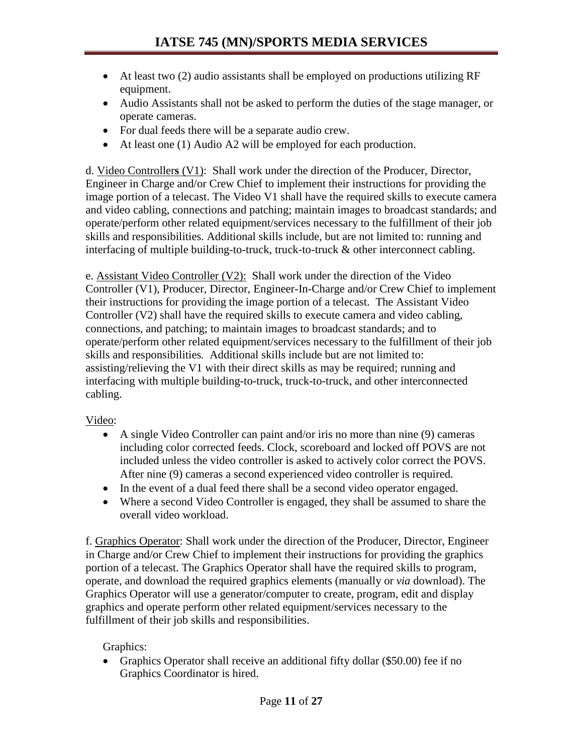- At least two (2) audio assistants shall be employed on productions utilizing RF equipment.
- Audio Assistants shall not be asked to perform the duties of the stage manager, or operate cameras.
- For dual feeds there will be a separate audio crew.
- At least one (1) Audio A2 will be employed for each production.

d. <u>Video Controller**s** (V1)</u>: Shall work under the direction of the Producer, Director, Engineer in Charge and/or Crew Chief to implement their instructions for providing the image portion of a telecast. The Video V1 shall have the required skills to execute camera and video cabling, connections and patching; maintain images to broadcast standards; and operate/perform other related equipment/services necessary to the fulfillment of their job skills and responsibilities. Additional skills include, but are not limited to: running and interfacing of multiple building-to-truck, truck-to-truck & other interconnect cabling.

e. <u>Assistant Video Controller (V2):</u> Shall work under the direction of the Video Controller (V1), Producer, Director, Engineer-In-Charge and/or Crew Chief to implement their instructions for providing the image portion of a telecast. The Assistant Video Controller (V2) shall have the required skills to execute camera and video cabling, connections, and patching; to maintain images to broadcast standards; and to operate/perform other related equipment/services necessary to the fulfillment of their job skills and responsibilities. Additional skills include but are not limited to: assisting/relieving the V1 with their direct skills as may be required; running and interfacing with multiple building-to-truck, truck-to-truck, and other interconnected cabling.

<u>Video</u>:

- A single Video Controller can paint and/or iris no more than nine (9) cameras including color corrected feeds. Clock, scoreboard and locked off POVS are not included unless the video controller is asked to actively color correct the POVS. After nine (9) cameras a second experienced video controller is required.
- In the event of a dual feed there shall be a second video operator engaged.
- Where a second Video Controller is engaged, they shall be assumed to share the overall video workload.

f. <u>Graphics Operator</u>: Shall work under the direction of the Producer, Director, Engineer in Charge and/or Crew Chief to implement their instructions for providing the graphics portion of a telecast. The Graphics Operator shall have the required skills to program, operate, and download the required graphics elements (manually or *via* download). The Graphics Operator will use a generator/computer to create, program, edit and display graphics and operate perform other related equipment/services necessary to the fulfillment of their job skills and responsibilities.

Graphics:

- Graphics Operator shall receive an additional fifty dollar ($50.00) fee if no Graphics Coordinator is hired.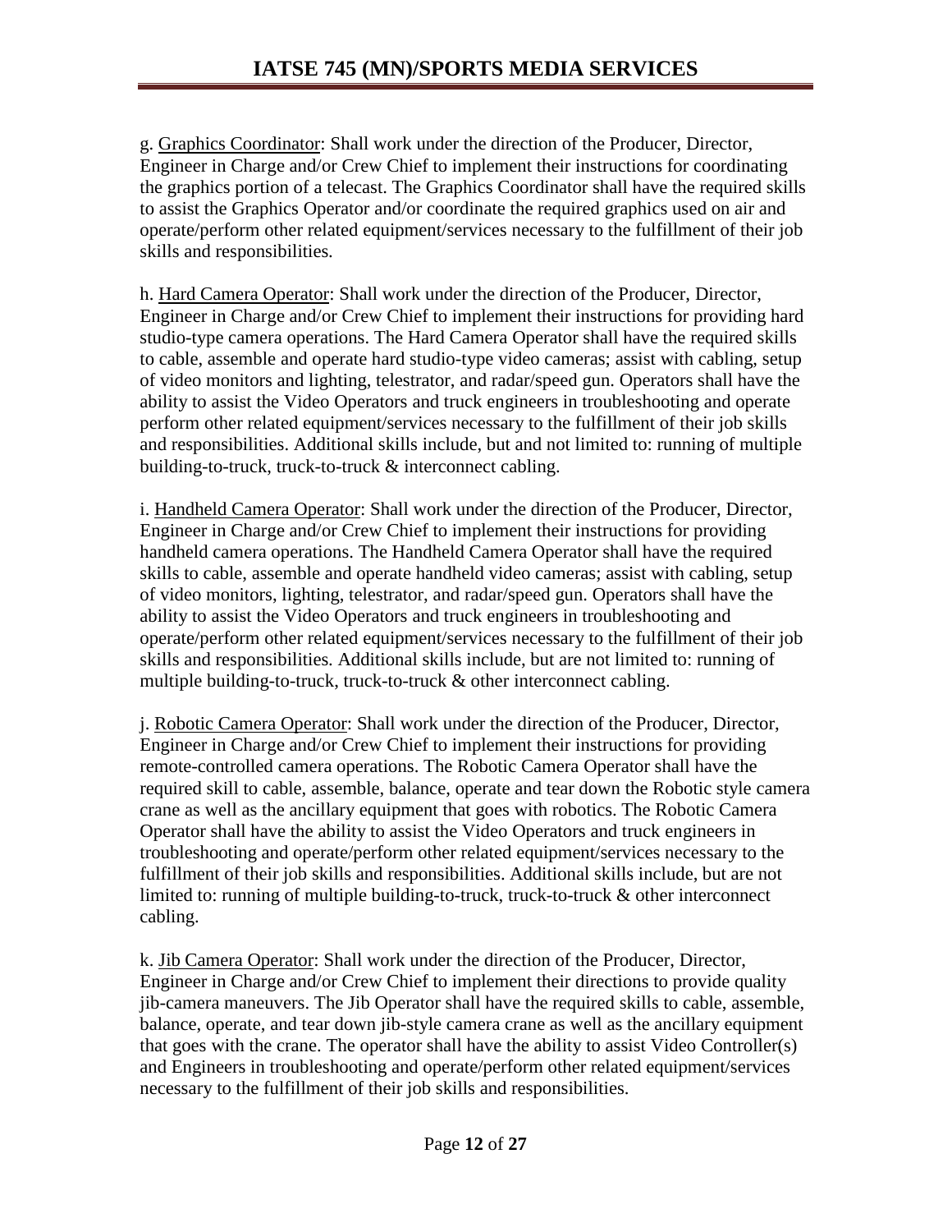g. Graphics Coordinator: Shall work under the direction of the Producer, Director, Engineer in Charge and/or Crew Chief to implement their instructions for coordinating the graphics portion of a telecast. The Graphics Coordinator shall have the required skills to assist the Graphics Operator and/or coordinate the required graphics used on air and operate/perform other related equipment/services necessary to the fulfillment of their job skills and responsibilities.

h. Hard Camera Operator: Shall work under the direction of the Producer, Director, Engineer in Charge and/or Crew Chief to implement their instructions for providing hard studio-type camera operations. The Hard Camera Operator shall have the required skills to cable, assemble and operate hard studio-type video cameras; assist with cabling, setup of video monitors and lighting, telestrator, and radar/speed gun. Operators shall have the ability to assist the Video Operators and truck engineers in troubleshooting and operate perform other related equipment/services necessary to the fulfillment of their job skills and responsibilities. Additional skills include, but and not limited to: running of multiple building-to-truck, truck-to-truck & interconnect cabling.

i. Handheld Camera Operator: Shall work under the direction of the Producer, Director, Engineer in Charge and/or Crew Chief to implement their instructions for providing handheld camera operations. The Handheld Camera Operator shall have the required skills to cable, assemble and operate handheld video cameras; assist with cabling, setup of video monitors, lighting, telestrator, and radar/speed gun. Operators shall have the ability to assist the Video Operators and truck engineers in troubleshooting and operate/perform other related equipment/services necessary to the fulfillment of their job skills and responsibilities. Additional skills include, but are not limited to: running of multiple building-to-truck, truck-to-truck & other interconnect cabling.

j. Robotic Camera Operator: Shall work under the direction of the Producer, Director, Engineer in Charge and/or Crew Chief to implement their instructions for providing remote-controlled camera operations. The Robotic Camera Operator shall have the required skill to cable, assemble, balance, operate and tear down the Robotic style camera crane as well as the ancillary equipment that goes with robotics. The Robotic Camera Operator shall have the ability to assist the Video Operators and truck engineers in troubleshooting and operate/perform other related equipment/services necessary to the fulfillment of their job skills and responsibilities. Additional skills include, but are not limited to: running of multiple building-to-truck, truck-to-truck & other interconnect cabling.

k. Jib Camera Operator: Shall work under the direction of the Producer, Director, Engineer in Charge and/or Crew Chief to implement their directions to provide quality jib-camera maneuvers. The Jib Operator shall have the required skills to cable, assemble, balance, operate, and tear down jib-style camera crane as well as the ancillary equipment that goes with the crane. The operator shall have the ability to assist Video Controller(s) and Engineers in troubleshooting and operate/perform other related equipment/services necessary to the fulfillment of their job skills and responsibilities.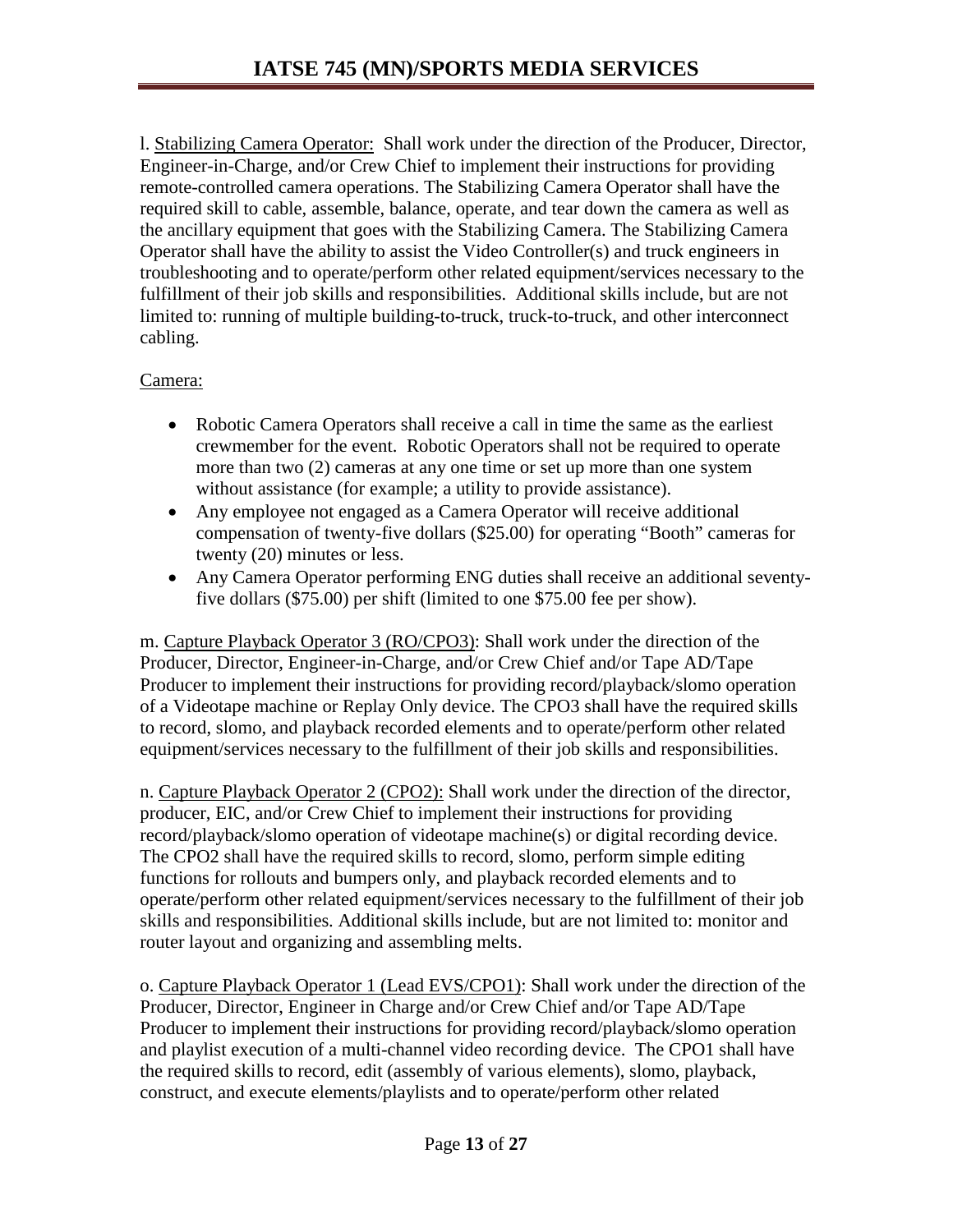l. Stabilizing Camera Operator: Shall work under the direction of the Producer, Director, Engineer-in-Charge, and/or Crew Chief to implement their instructions for providing remote-controlled camera operations. The Stabilizing Camera Operator shall have the required skill to cable, assemble, balance, operate, and tear down the camera as well as the ancillary equipment that goes with the Stabilizing Camera. The Stabilizing Camera Operator shall have the ability to assist the Video Controller(s) and truck engineers in troubleshooting and to operate/perform other related equipment/services necessary to the fulfillment of their job skills and responsibilities. Additional skills include, but are not limited to: running of multiple building-to-truck, truck-to-truck, and other interconnect cabling.

Camera:

- Robotic Camera Operators shall receive a call in time the same as the earliest crewmember for the event. Robotic Operators shall not be required to operate more than two (2) cameras at any one time or set up more than one system without assistance (for example; a utility to provide assistance).
- Any employee not engaged as a Camera Operator will receive additional compensation of twenty-five dollars ($25.00) for operating "Booth" cameras for twenty (20) minutes or less.
- Any Camera Operator performing ENG duties shall receive an additional seventy-five dollars ($75.00) per shift (limited to one $75.00 fee per show).

m. Capture Playback Operator 3 (RO/CPO3): Shall work under the direction of the Producer, Director, Engineer-in-Charge, and/or Crew Chief and/or Tape AD/Tape Producer to implement their instructions for providing record/playback/slomo operation of a Videotape machine or Replay Only device. The CPO3 shall have the required skills to record, slomo, and playback recorded elements and to operate/perform other related equipment/services necessary to the fulfillment of their job skills and responsibilities.

n. Capture Playback Operator 2 (CPO2): Shall work under the direction of the director, producer, EIC, and/or Crew Chief to implement their instructions for providing record/playback/slomo operation of videotape machine(s) or digital recording device. The CPO2 shall have the required skills to record, slomo, perform simple editing functions for rollouts and bumpers only, and playback recorded elements and to operate/perform other related equipment/services necessary to the fulfillment of their job skills and responsibilities. Additional skills include, but are not limited to: monitor and router layout and organizing and assembling melts.

o. Capture Playback Operator 1 (Lead EVS/CPO1): Shall work under the direction of the Producer, Director, Engineer in Charge and/or Crew Chief and/or Tape AD/Tape Producer to implement their instructions for providing record/playback/slomo operation and playlist execution of a multi-channel video recording device. The CPO1 shall have the required skills to record, edit (assembly of various elements), slomo, playback, construct, and execute elements/playlists and to operate/perform other related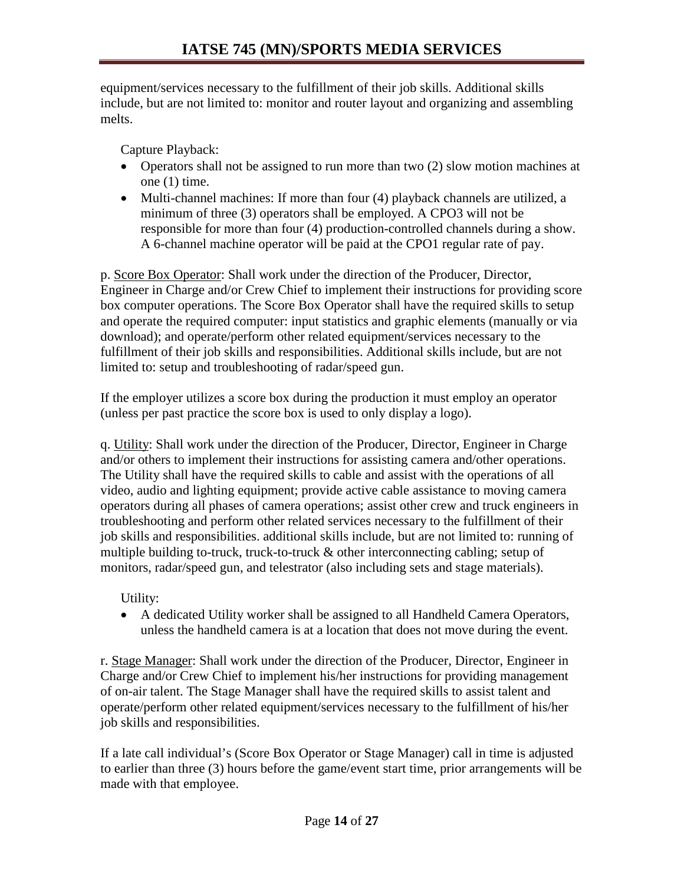equipment/services necessary to the fulfillment of their job skills. Additional skills include, but are not limited to: monitor and router layout and organizing and assembling melts.

Capture Playback:

- Operators shall not be assigned to run more than two (2) slow motion machines at one (1) time.
- Multi-channel machines: If more than four (4) playback channels are utilized, a minimum of three (3) operators shall be employed. A CPO3 will not be responsible for more than four (4) production-controlled channels during a show. A 6-channel machine operator will be paid at the CPO1 regular rate of pay.

p. Score Box Operator: Shall work under the direction of the Producer, Director, Engineer in Charge and/or Crew Chief to implement their instructions for providing score box computer operations. The Score Box Operator shall have the required skills to setup and operate the required computer: input statistics and graphic elements (manually or via download); and operate/perform other related equipment/services necessary to the fulfillment of their job skills and responsibilities. Additional skills include, but are not limited to: setup and troubleshooting of radar/speed gun.

If the employer utilizes a score box during the production it must employ an operator (unless per past practice the score box is used to only display a logo).

q. Utility: Shall work under the direction of the Producer, Director, Engineer in Charge and/or others to implement their instructions for assisting camera and/other operations. The Utility shall have the required skills to cable and assist with the operations of all video, audio and lighting equipment; provide active cable assistance to moving camera operators during all phases of camera operations; assist other crew and truck engineers in troubleshooting and perform other related services necessary to the fulfillment of their job skills and responsibilities. additional skills include, but are not limited to: running of multiple building to-truck, truck-to-truck & other interconnecting cabling; setup of monitors, radar/speed gun, and telestrator (also including sets and stage materials).

Utility:

- A dedicated Utility worker shall be assigned to all Handheld Camera Operators, unless the handheld camera is at a location that does not move during the event.

r. Stage Manager: Shall work under the direction of the Producer, Director, Engineer in Charge and/or Crew Chief to implement his/her instructions for providing management of on-air talent. The Stage Manager shall have the required skills to assist talent and operate/perform other related equipment/services necessary to the fulfillment of his/her job skills and responsibilities.

If a late call individual's (Score Box Operator or Stage Manager) call in time is adjusted to earlier than three (3) hours before the game/event start time, prior arrangements will be made with that employee.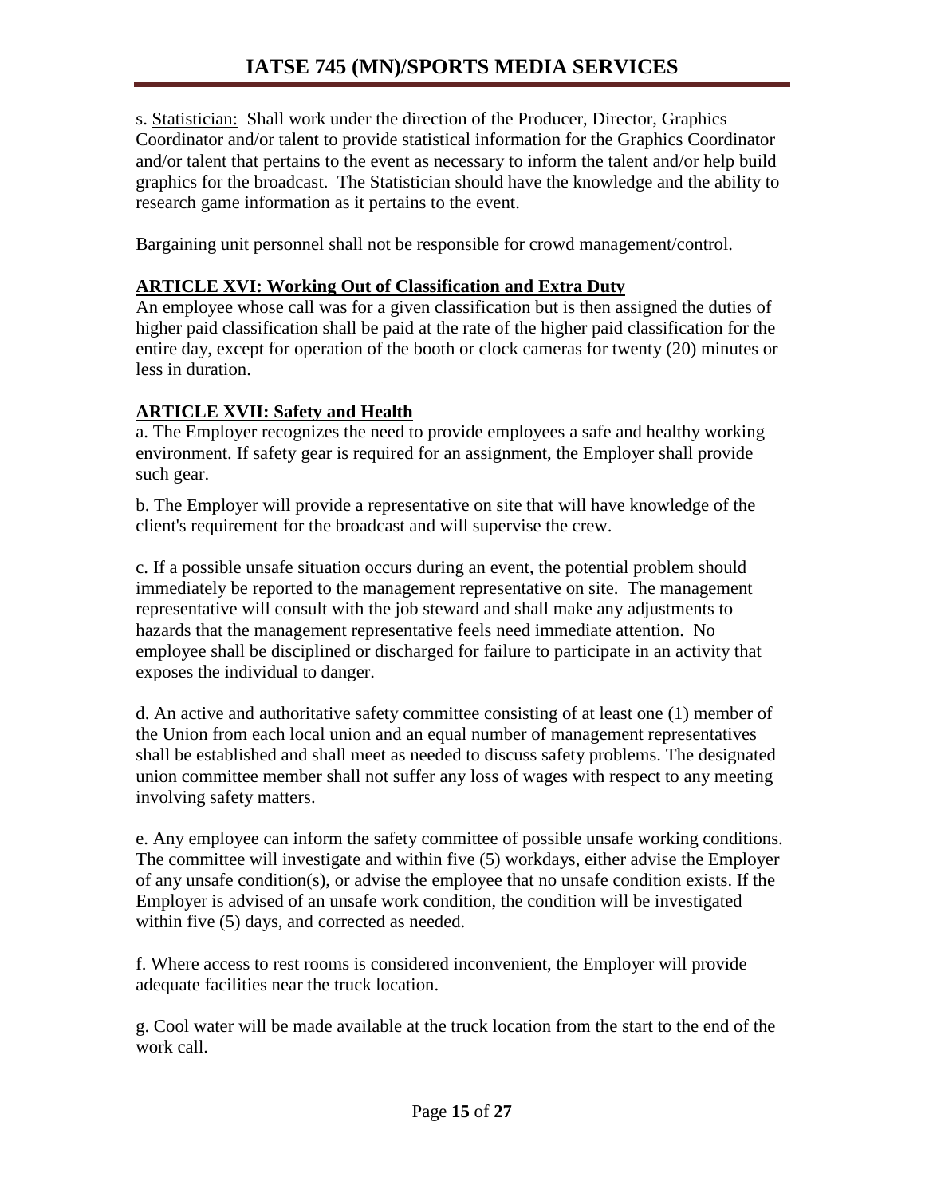s. <u>Statistician:</u> Shall work under the direction of the Producer, Director, Graphics Coordinator and/or talent to provide statistical information for the Graphics Coordinator and/or talent that pertains to the event as necessary to inform the talent and/or help build graphics for the broadcast. The Statistician should have the knowledge and the ability to research game information as it pertains to the event.

Bargaining unit personnel shall not be responsible for crowd management/control.

## ARTICLE XVI: Working Out of Classification and Extra Duty

An employee whose call was for a given classification but is then assigned the duties of higher paid classification shall be paid at the rate of the higher paid classification for the entire day, except for operation of the booth or clock cameras for twenty (20) minutes or less in duration.

## ARTICLE XVII: Safety and Health

a. The Employer recognizes the need to provide employees a safe and healthy working environment. If safety gear is required for an assignment, the Employer shall provide such gear.

b. The Employer will provide a representative on site that will have knowledge of the client's requirement for the broadcast and will supervise the crew.

c. If a possible unsafe situation occurs during an event, the potential problem should immediately be reported to the management representative on site. The management representative will consult with the job steward and shall make any adjustments to hazards that the management representative feels need immediate attention. No employee shall be disciplined or discharged for failure to participate in an activity that exposes the individual to danger.

d. An active and authoritative safety committee consisting of at least one (1) member of the Union from each local union and an equal number of management representatives shall be established and shall meet as needed to discuss safety problems. The designated union committee member shall not suffer any loss of wages with respect to any meeting involving safety matters.

e. Any employee can inform the safety committee of possible unsafe working conditions. The committee will investigate and within five (5) workdays, either advise the Employer of any unsafe condition(s), or advise the employee that no unsafe condition exists. If the Employer is advised of an unsafe work condition, the condition will be investigated within five (5) days, and corrected as needed.

f. Where access to rest rooms is considered inconvenient, the Employer will provide adequate facilities near the truck location.

g. Cool water will be made available at the truck location from the start to the end of the work call.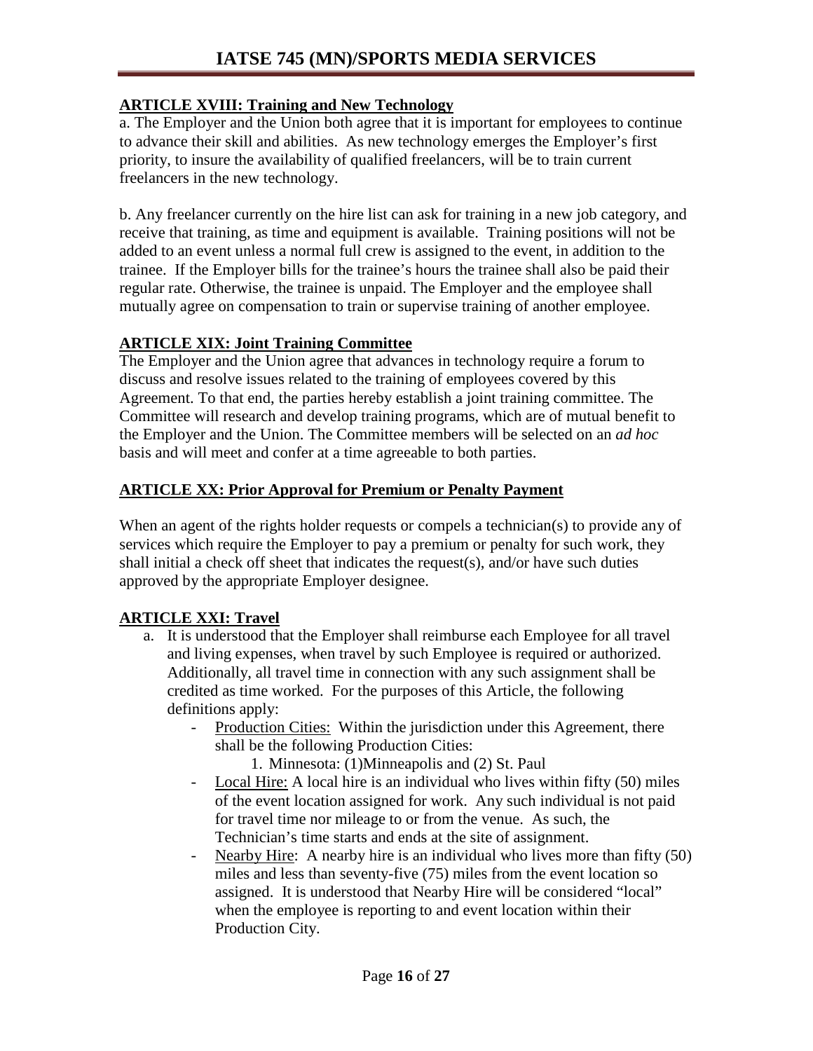### ARTICLE XVIII: Training and New Technology

a. The Employer and the Union both agree that it is important for employees to continue to advance their skill and abilities. As new technology emerges the Employer's first priority, to insure the availability of qualified freelancers, will be to train current freelancers in the new technology.

b. Any freelancer currently on the hire list can ask for training in a new job category, and receive that training, as time and equipment is available. Training positions will not be added to an event unless a normal full crew is assigned to the event, in addition to the trainee. If the Employer bills for the trainee's hours the trainee shall also be paid their regular rate. Otherwise, the trainee is unpaid. The Employer and the employee shall mutually agree on compensation to train or supervise training of another employee.

### ARTICLE XIX: Joint Training Committee

The Employer and the Union agree that advances in technology require a forum to discuss and resolve issues related to the training of employees covered by this Agreement. To that end, the parties hereby establish a joint training committee. The Committee will research and develop training programs, which are of mutual benefit to the Employer and the Union. The Committee members will be selected on an *ad hoc* basis and will meet and confer at a time agreeable to both parties.

### ARTICLE XX: Prior Approval for Premium or Penalty Payment

When an agent of the rights holder requests or compels a technician(s) to provide any of services which require the Employer to pay a premium or penalty for such work, they shall initial a check off sheet that indicates the request(s), and/or have such duties approved by the appropriate Employer designee.

### ARTICLE XXI: Travel

a. It is understood that the Employer shall reimburse each Employee for all travel and living expenses, when travel by such Employee is required or authorized. Additionally, all travel time in connection with any such assignment shall be credited as time worked. For the purposes of this Article, the following definitions apply:
   - Production Cities: Within the jurisdiction under this Agreement, there shall be the following Production Cities:
     1. Minnesota: (1)Minneapolis and (2) St. Paul
   - Local Hire: A local hire is an individual who lives within fifty (50) miles of the event location assigned for work. Any such individual is not paid for travel time nor mileage to or from the venue. As such, the Technician's time starts and ends at the site of assignment.
   - Nearby Hire: A nearby hire is an individual who lives more than fifty (50) miles and less than seventy-five (75) miles from the event location so assigned. It is understood that Nearby Hire will be considered "local" when the employee is reporting to and event location within their Production City.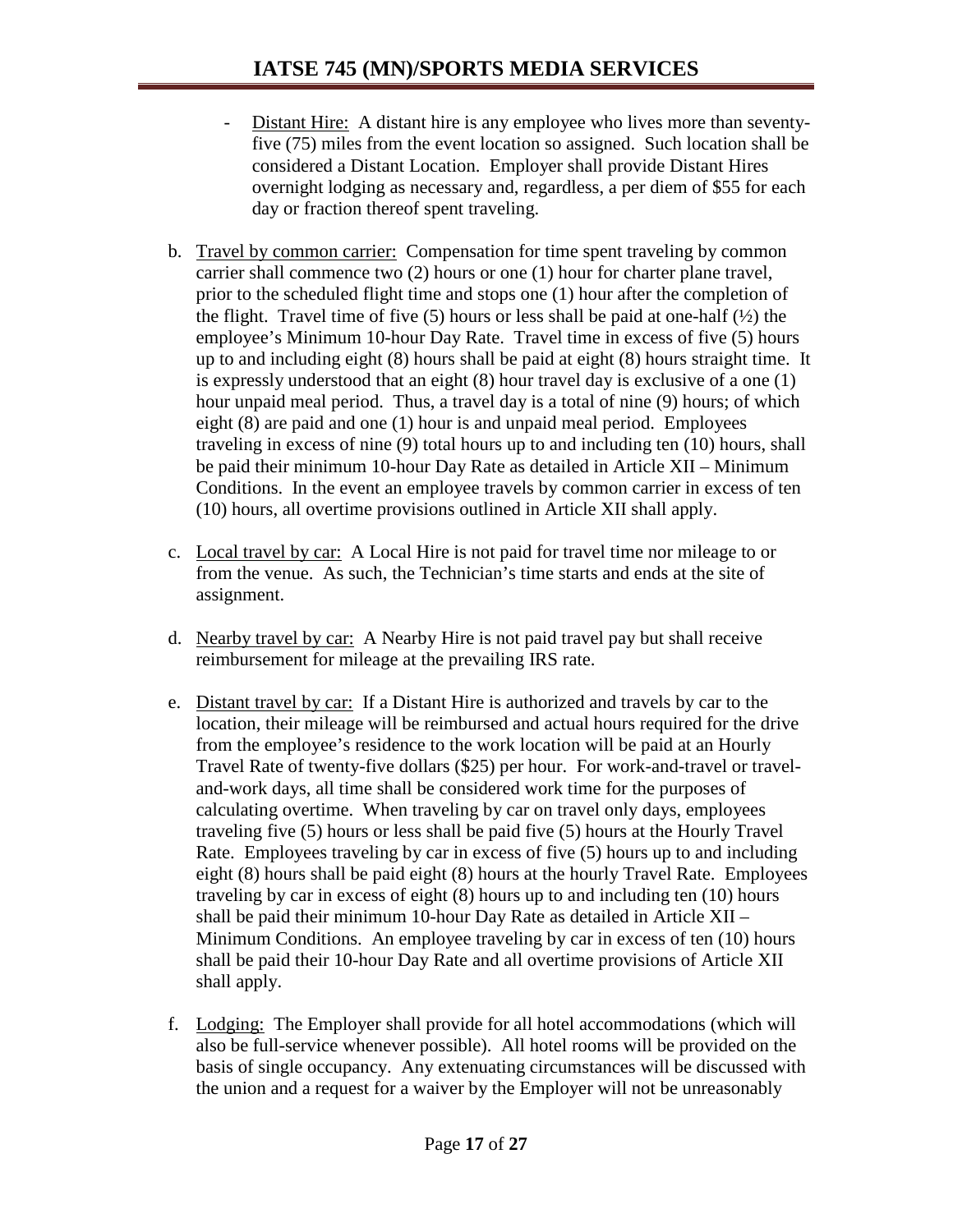- Distant Hire: A distant hire is any employee who lives more than seventy-five (75) miles from the event location so assigned. Such location shall be considered a Distant Location. Employer shall provide Distant Hires overnight lodging as necessary and, regardless, a per diem of $55 for each day or fraction thereof spent traveling.

b. Travel by common carrier: Compensation for time spent traveling by common carrier shall commence two (2) hours or one (1) hour for charter plane travel, prior to the scheduled flight time and stops one (1) hour after the completion of the flight. Travel time of five (5) hours or less shall be paid at one-half (½) the employee's Minimum 10-hour Day Rate. Travel time in excess of five (5) hours up to and including eight (8) hours shall be paid at eight (8) hours straight time. It is expressly understood that an eight (8) hour travel day is exclusive of a one (1) hour unpaid meal period. Thus, a travel day is a total of nine (9) hours; of which eight (8) are paid and one (1) hour is and unpaid meal period. Employees traveling in excess of nine (9) total hours up to and including ten (10) hours, shall be paid their minimum 10-hour Day Rate as detailed in Article XII – Minimum Conditions. In the event an employee travels by common carrier in excess of ten (10) hours, all overtime provisions outlined in Article XII shall apply.

c. Local travel by car: A Local Hire is not paid for travel time nor mileage to or from the venue. As such, the Technician's time starts and ends at the site of assignment.

d. Nearby travel by car: A Nearby Hire is not paid travel pay but shall receive reimbursement for mileage at the prevailing IRS rate.

e. Distant travel by car: If a Distant Hire is authorized and travels by car to the location, their mileage will be reimbursed and actual hours required for the drive from the employee's residence to the work location will be paid at an Hourly Travel Rate of twenty-five dollars ($25) per hour. For work-and-travel or travel-and-work days, all time shall be considered work time for the purposes of calculating overtime. When traveling by car on travel only days, employees traveling five (5) hours or less shall be paid five (5) hours at the Hourly Travel Rate. Employees traveling by car in excess of five (5) hours up to and including eight (8) hours shall be paid eight (8) hours at the hourly Travel Rate. Employees traveling by car in excess of eight (8) hours up to and including ten (10) hours shall be paid their minimum 10-hour Day Rate as detailed in Article XII – Minimum Conditions. An employee traveling by car in excess of ten (10) hours shall be paid their 10-hour Day Rate and all overtime provisions of Article XII shall apply.

f. Lodging: The Employer shall provide for all hotel accommodations (which will also be full-service whenever possible). All hotel rooms will be provided on the basis of single occupancy. Any extenuating circumstances will be discussed with the union and a request for a waiver by the Employer will not be unreasonably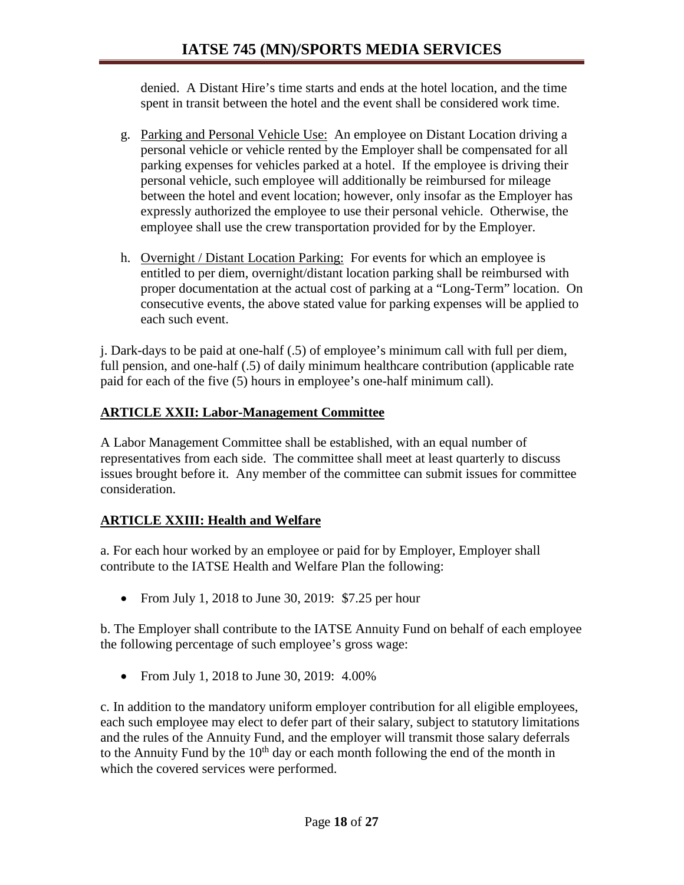denied. A Distant Hire's time starts and ends at the hotel location, and the time spent in transit between the hotel and the event shall be considered work time.

g. Parking and Personal Vehicle Use: An employee on Distant Location driving a personal vehicle or vehicle rented by the Employer shall be compensated for all parking expenses for vehicles parked at a hotel. If the employee is driving their personal vehicle, such employee will additionally be reimbursed for mileage between the hotel and event location; however, only insofar as the Employer has expressly authorized the employee to use their personal vehicle. Otherwise, the employee shall use the crew transportation provided for by the Employer.

h. Overnight / Distant Location Parking: For events for which an employee is entitled to per diem, overnight/distant location parking shall be reimbursed with proper documentation at the actual cost of parking at a "Long-Term" location. On consecutive events, the above stated value for parking expenses will be applied to each such event.

j. Dark-days to be paid at one-half (.5) of employee's minimum call with full per diem, full pension, and one-half (.5) of daily minimum healthcare contribution (applicable rate paid for each of the five (5) hours in employee's one-half minimum call).

## ARTICLE XXII: Labor-Management Committee

A Labor Management Committee shall be established, with an equal number of representatives from each side. The committee shall meet at least quarterly to discuss issues brought before it. Any member of the committee can submit issues for committee consideration.

## ARTICLE XXIII: Health and Welfare

a. For each hour worked by an employee or paid for by Employer, Employer shall contribute to the IATSE Health and Welfare Plan the following:

- From July 1, 2018 to June 30, 2019: $7.25 per hour

b. The Employer shall contribute to the IATSE Annuity Fund on behalf of each employee the following percentage of such employee's gross wage:

- From July 1, 2018 to June 30, 2019: 4.00%

c. In addition to the mandatory uniform employer contribution for all eligible employees, each such employee may elect to defer part of their salary, subject to statutory limitations and the rules of the Annuity Fund, and the employer will transmit those salary deferrals to the Annuity Fund by the 10th day or each month following the end of the month in which the covered services were performed.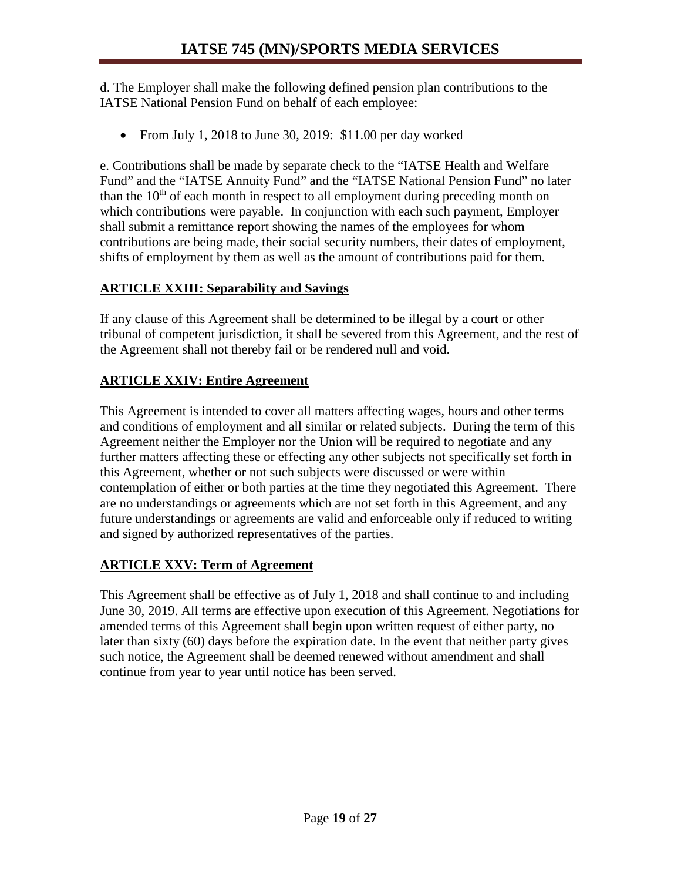d. The Employer shall make the following defined pension plan contributions to the IATSE National Pension Fund on behalf of each employee:

- From July 1, 2018 to June 30, 2019: $11.00 per day worked

e. Contributions shall be made by separate check to the "IATSE Health and Welfare Fund" and the "IATSE Annuity Fund" and the "IATSE National Pension Fund" no later than the 10th of each month in respect to all employment during preceding month on which contributions were payable. In conjunction with each such payment, Employer shall submit a remittance report showing the names of the employees for whom contributions are being made, their social security numbers, their dates of employment, shifts of employment by them as well as the amount of contributions paid for them.

## ARTICLE XXIII: Separability and Savings

If any clause of this Agreement shall be determined to be illegal by a court or other tribunal of competent jurisdiction, it shall be severed from this Agreement, and the rest of the Agreement shall not thereby fail or be rendered null and void.

## ARTICLE XXIV: Entire Agreement

This Agreement is intended to cover all matters affecting wages, hours and other terms and conditions of employment and all similar or related subjects. During the term of this Agreement neither the Employer nor the Union will be required to negotiate and any further matters affecting these or effecting any other subjects not specifically set forth in this Agreement, whether or not such subjects were discussed or were within contemplation of either or both parties at the time they negotiated this Agreement. There are no understandings or agreements which are not set forth in this Agreement, and any future understandings or agreements are valid and enforceable only if reduced to writing and signed by authorized representatives of the parties.

## ARTICLE XXV: Term of Agreement

This Agreement shall be effective as of July 1, 2018 and shall continue to and including June 30, 2019. All terms are effective upon execution of this Agreement. Negotiations for amended terms of this Agreement shall begin upon written request of either party, no later than sixty (60) days before the expiration date. In the event that neither party gives such notice, the Agreement shall be deemed renewed without amendment and shall continue from year to year until notice has been served.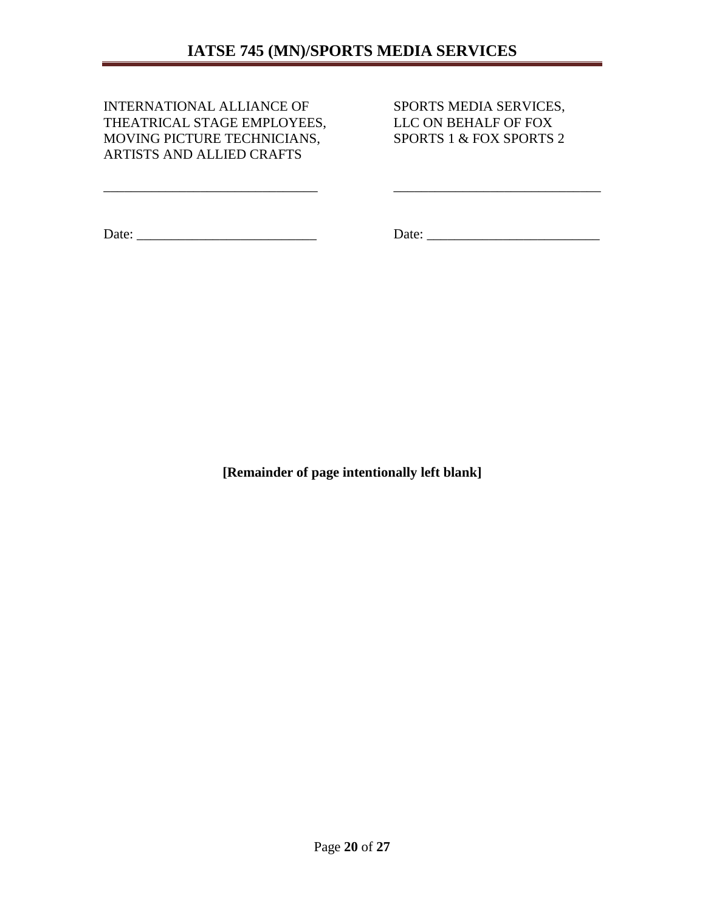| INTERNATIONAL ALLIANCE OF THEATRICAL STAGE EMPLOYEES, MOVING PICTURE TECHNICIANS, ARTISTS AND ALLIED CRAFTS | SPORTS MEDIA SERVICES, LLC ON BEHALF OF FOX SPORTS 1 & FOX SPORTS 2 |
| --- | --- |
| _______________________________ | _______________________________ |
| Date: __________________________ | Date: __________________________ |

**[Remainder of page intentionally left blank]**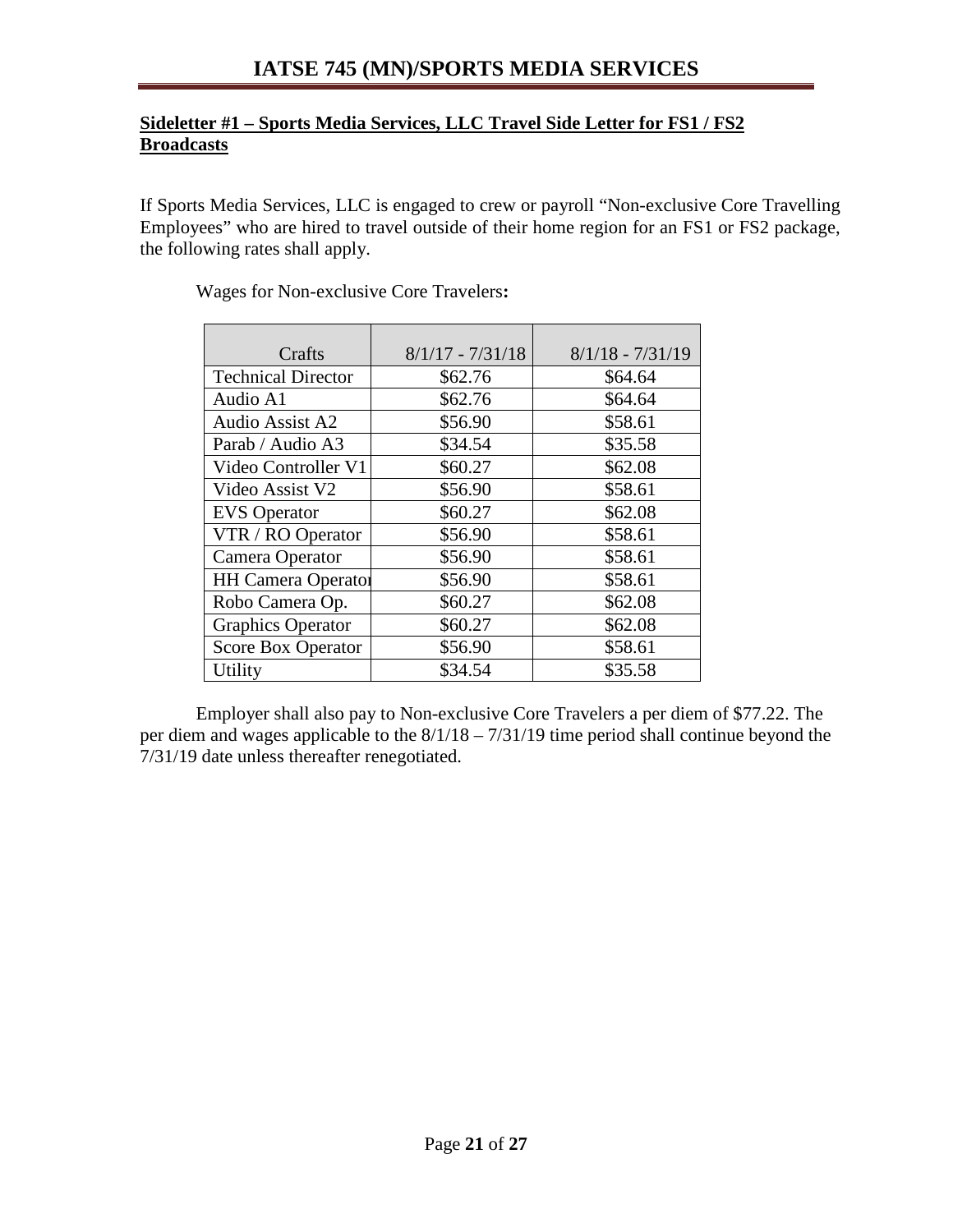## Sideletter #1 – Sports Media Services, LLC Travel Side Letter for FS1 / FS2 Broadcasts

If Sports Media Services, LLC is engaged to crew or payroll "Non-exclusive Core Travelling Employees" who are hired to travel outside of their home region for an FS1 or FS2 package, the following rates shall apply.

Wages for Non-exclusive Core Travelers**:**

| Crafts | 8/1/17 - 7/31/18 | 8/1/18 - 7/31/19 |
|---|---|---|
| Technical Director | $62.76 | $64.64 |
| Audio A1 | $62.76 | $64.64 |
| Audio Assist A2 | $56.90 | $58.61 |
| Parab / Audio A3 | $34.54 | $35.58 |
| Video Controller V1 | $60.27 | $62.08 |
| Video Assist V2 | $56.90 | $58.61 |
| EVS Operator | $60.27 | $62.08 |
| VTR / RO Operator | $56.90 | $58.61 |
| Camera Operator | $56.90 | $58.61 |
| HH Camera Operator | $56.90 | $58.61 |
| Robo Camera Op. | $60.27 | $62.08 |
| Graphics Operator | $60.27 | $62.08 |
| Score Box Operator | $56.90 | $58.61 |
| Utility | $34.54 | $35.58 |

Employer shall also pay to Non-exclusive Core Travelers a per diem of $77.22. The per diem and wages applicable to the 8/1/18 – 7/31/19 time period shall continue beyond the 7/31/19 date unless thereafter renegotiated.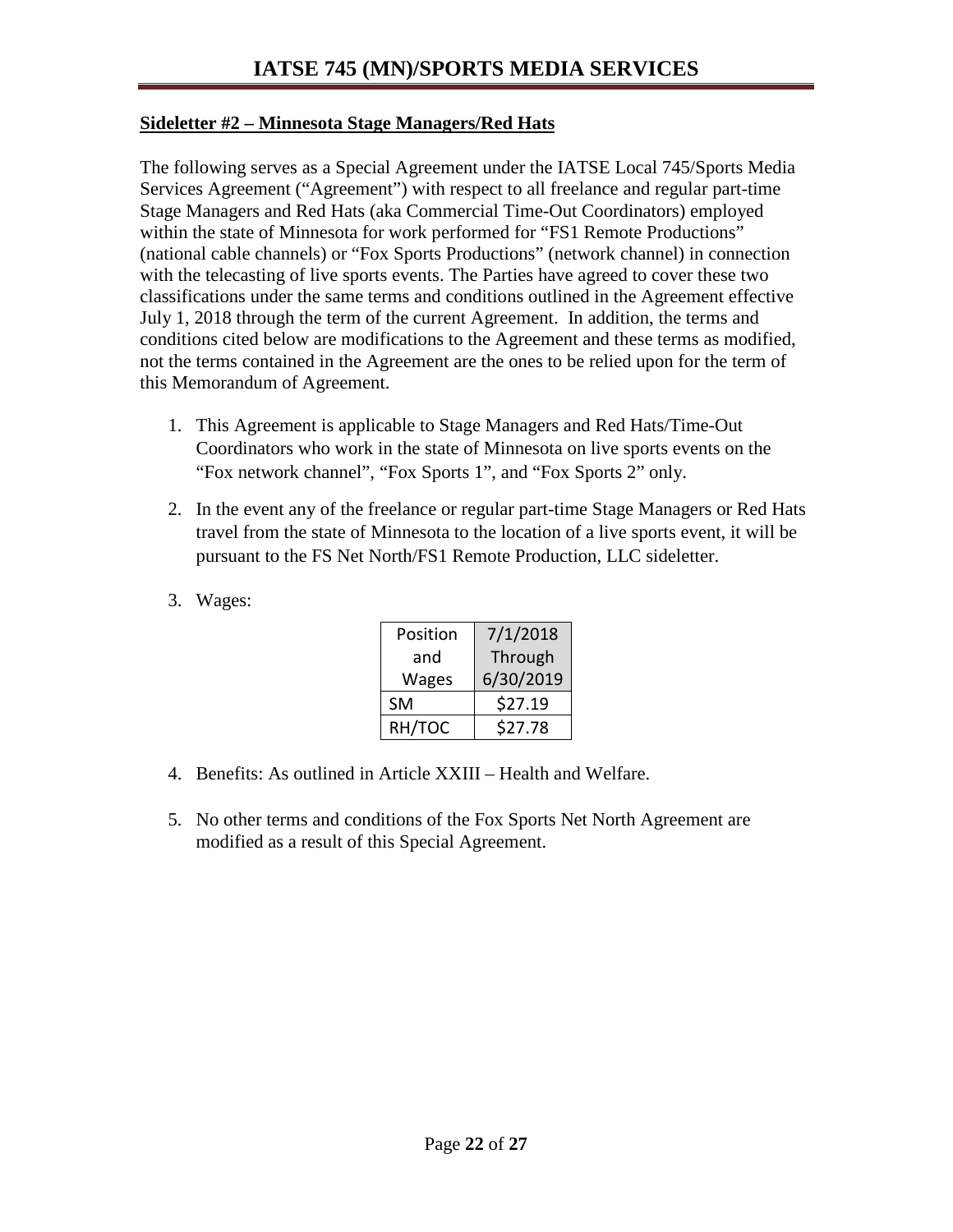**Sideletter #2 – Minnesota Stage Managers/Red Hats**

The following serves as a Special Agreement under the IATSE Local 745/Sports Media Services Agreement ("Agreement") with respect to all freelance and regular part-time Stage Managers and Red Hats (aka Commercial Time-Out Coordinators) employed within the state of Minnesota for work performed for "FS1 Remote Productions" (national cable channels) or "Fox Sports Productions" (network channel) in connection with the telecasting of live sports events. The Parties have agreed to cover these two classifications under the same terms and conditions outlined in the Agreement effective July 1, 2018 through the term of the current Agreement. In addition, the terms and conditions cited below are modifications to the Agreement and these terms as modified, not the terms contained in the Agreement are the ones to be relied upon for the term of this Memorandum of Agreement.

1. This Agreement is applicable to Stage Managers and Red Hats/Time-Out Coordinators who work in the state of Minnesota on live sports events on the "Fox network channel", "Fox Sports 1", and "Fox Sports 2" only.

2. In the event any of the freelance or regular part-time Stage Managers or Red Hats travel from the state of Minnesota to the location of a live sports event, it will be pursuant to the FS Net North/FS1 Remote Production, LLC sideletter.

3. Wages:

| Position and Wages | 7/1/2018 Through 6/30/2019 |
|---|---|
| SM | $27.19 |
| RH/TOC | $27.78 |

4. Benefits: As outlined in Article XXIII – Health and Welfare.

5. No other terms and conditions of the Fox Sports Net North Agreement are modified as a result of this Special Agreement.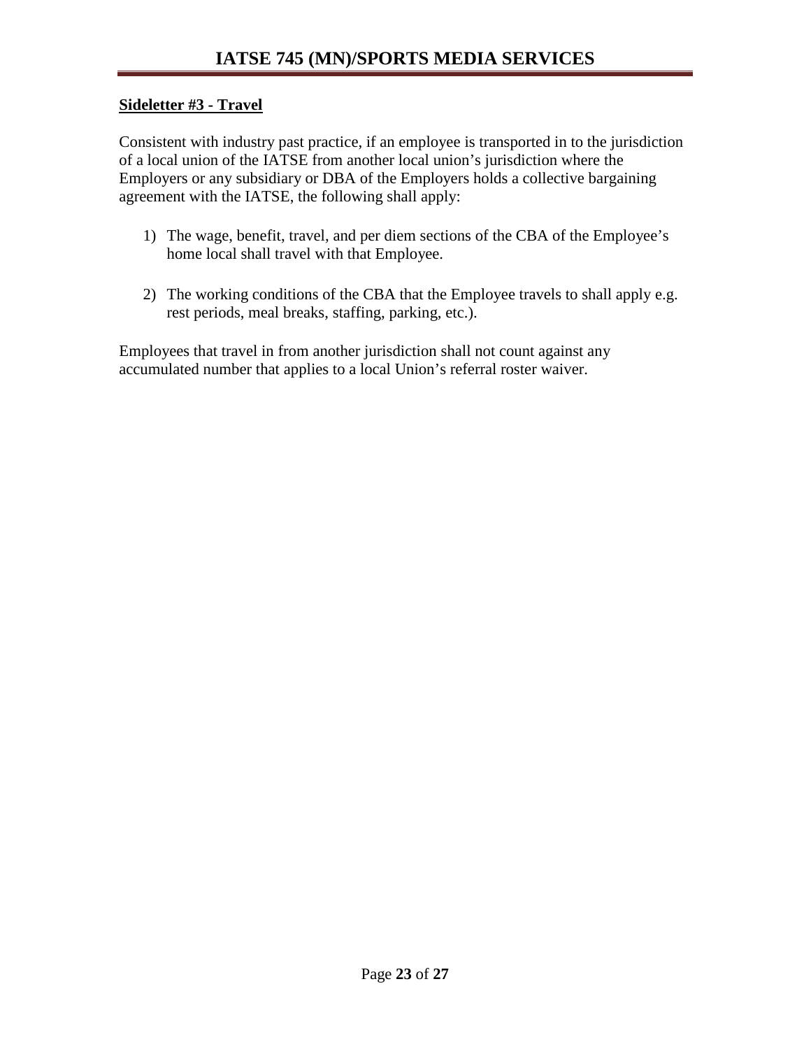## Sideletter #3 - Travel

Consistent with industry past practice, if an employee is transported in to the jurisdiction of a local union of the IATSE from another local union's jurisdiction where the Employers or any subsidiary or DBA of the Employers holds a collective bargaining agreement with the IATSE, the following shall apply:

1) The wage, benefit, travel, and per diem sections of the CBA of the Employee's home local shall travel with that Employee.

2) The working conditions of the CBA that the Employee travels to shall apply e.g. rest periods, meal breaks, staffing, parking, etc.).

Employees that travel in from another jurisdiction shall not count against any accumulated number that applies to a local Union's referral roster waiver.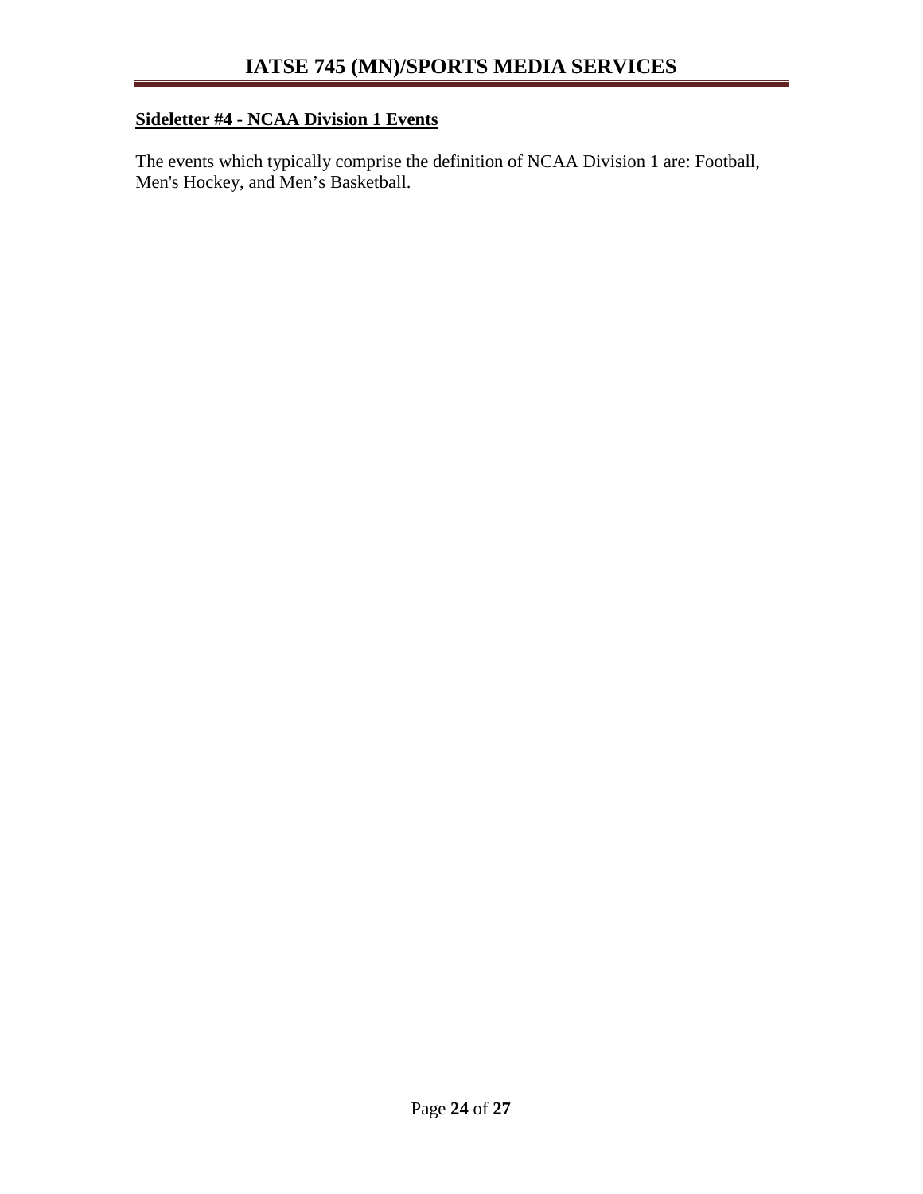**Sideletter #4 - NCAA Division 1 Events**

The events which typically comprise the definition of NCAA Division 1 are: Football, Men's Hockey, and Men's Basketball.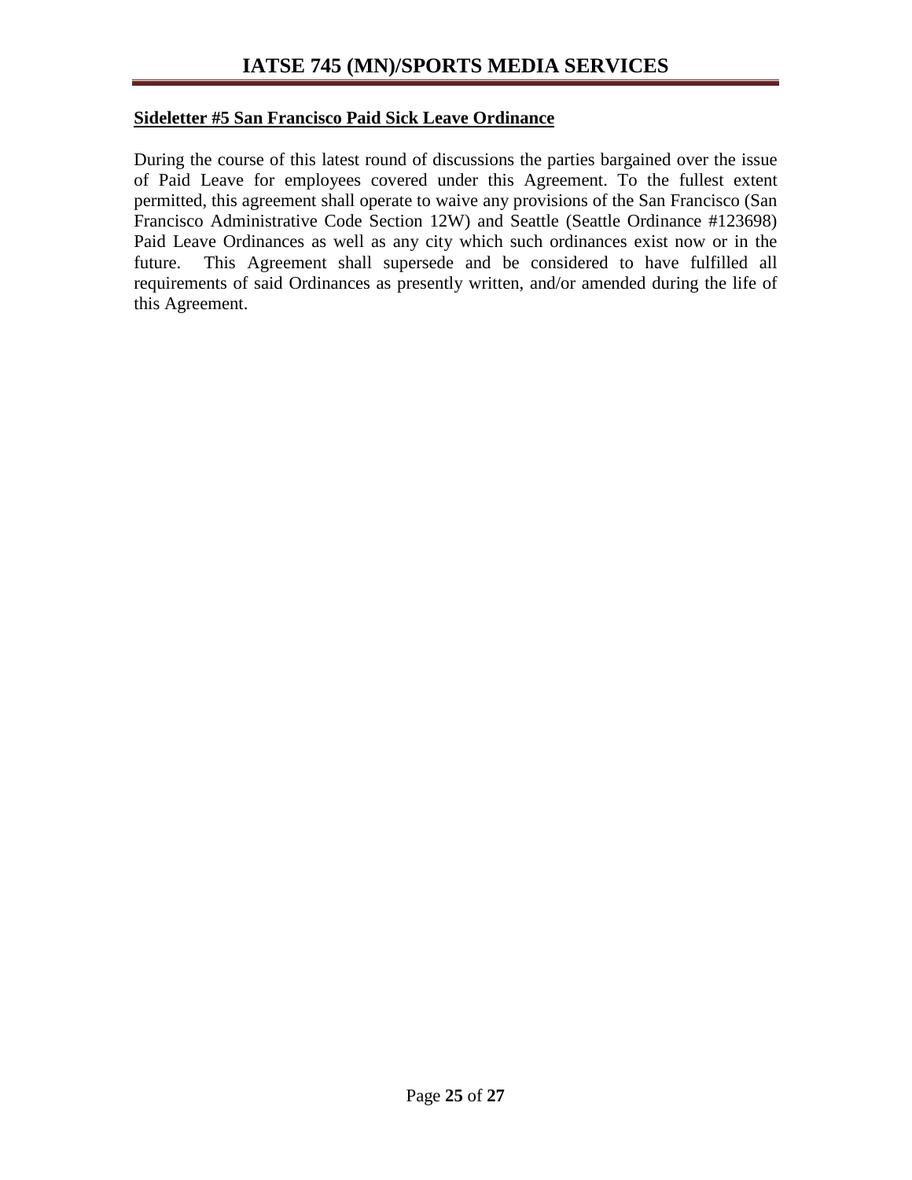**Sideletter #5 San Francisco Paid Sick Leave Ordinance**

During the course of this latest round of discussions the parties bargained over the issue of Paid Leave for employees covered under this Agreement. To the fullest extent permitted, this agreement shall operate to waive any provisions of the San Francisco (San Francisco Administrative Code Section 12W) and Seattle (Seattle Ordinance #123698) Paid Leave Ordinances as well as any city which such ordinances exist now or in the future. This Agreement shall supersede and be considered to have fulfilled all requirements of said Ordinances as presently written, and/or amended during the life of this Agreement.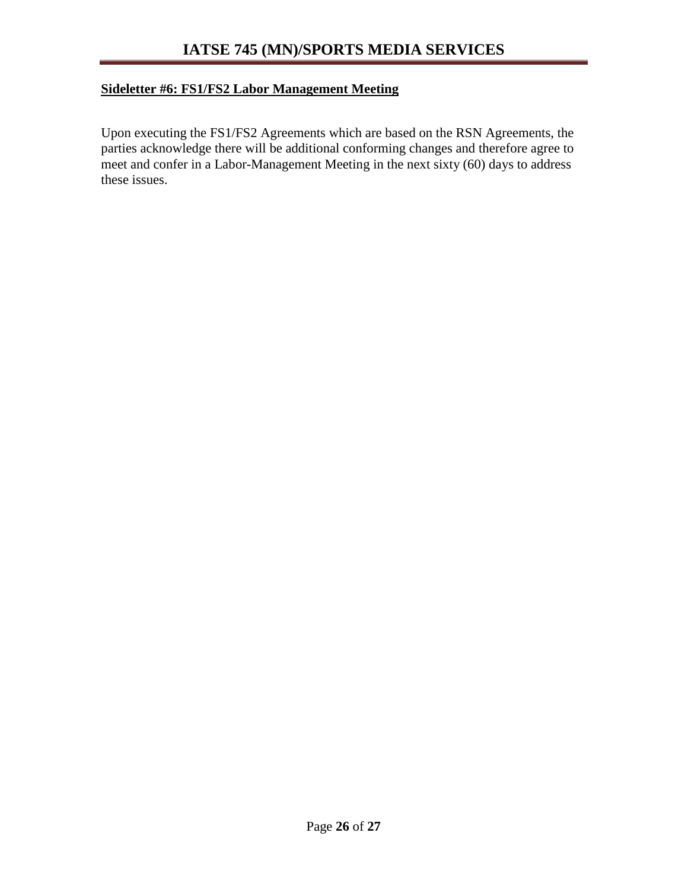**Sideletter #6: FS1/FS2 Labor Management Meeting**

Upon executing the FS1/FS2 Agreements which are based on the RSN Agreements, the parties acknowledge there will be additional conforming changes and therefore agree to meet and confer in a Labor-Management Meeting in the next sixty (60) days to address these issues.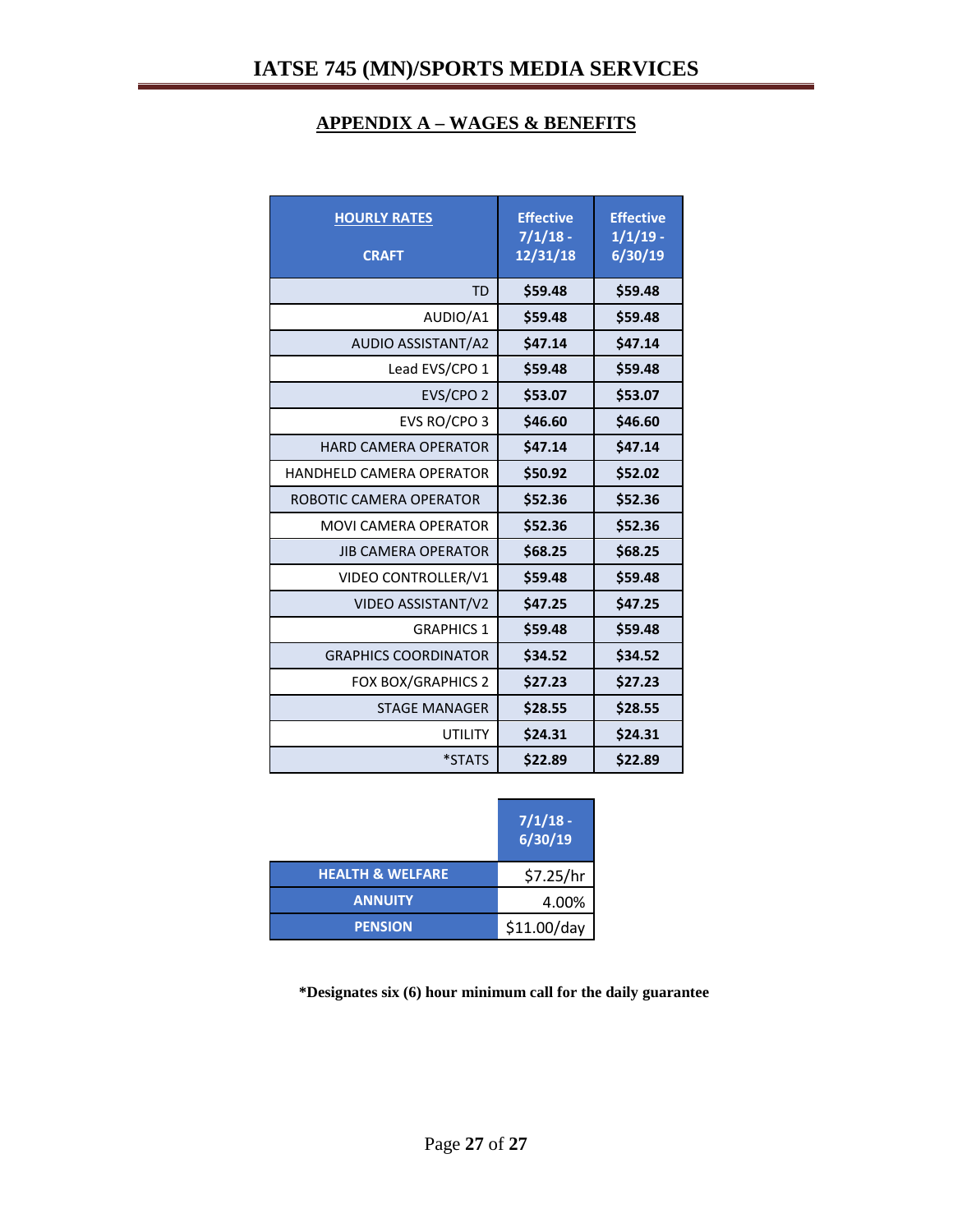# IATSE 745 (MN)/SPORTS MEDIA SERVICES

## APPENDIX A – WAGES & BENEFITS

| HOURLY RATES<br><br>CRAFT | Effective 7/1/18 - 12/31/18 | Effective 1/1/19 - 6/30/19 |
|---|---|---|
| TD | **$59.48** | **$59.48** |
| AUDIO/A1 | **$59.48** | **$59.48** |
| AUDIO ASSISTANT/A2 | **$47.14** | **$47.14** |
| Lead EVS/CPO 1 | **$59.48** | **$59.48** |
| EVS/CPO 2 | **$53.07** | **$53.07** |
| EVS RO/CPO 3 | **$46.60** | **$46.60** |
| HARD CAMERA OPERATOR | **$47.14** | **$47.14** |
| HANDHELD CAMERA OPERATOR | **$50.92** | **$52.02** |
| ROBOTIC CAMERA OPERATOR | **$52.36** | **$52.36** |
| MOVI CAMERA OPERATOR | **$52.36** | **$52.36** |
| JIB CAMERA OPERATOR | **$68.25** | **$68.25** |
| VIDEO CONTROLLER/V1 | **$59.48** | **$59.48** |
| VIDEO ASSISTANT/V2 | **$47.25** | **$47.25** |
| GRAPHICS 1 | **$59.48** | **$59.48** |
| GRAPHICS COORDINATOR | **$34.52** | **$34.52** |
| FOX BOX/GRAPHICS 2 | **$27.23** | **$27.23** |
| STAGE MANAGER | **$28.55** | **$28.55** |
| UTILITY | **$24.31** | **$24.31** |
| *STATS | **$22.89** | **$22.89** |

| | 7/1/18 - 6/30/19 |
|---|---|
| HEALTH & WELFARE | $7.25/hr |
| ANNUITY | 4.00% |
| PENSION | $11.00/day |

**\*Designates six (6) hour minimum call for the daily guarantee**